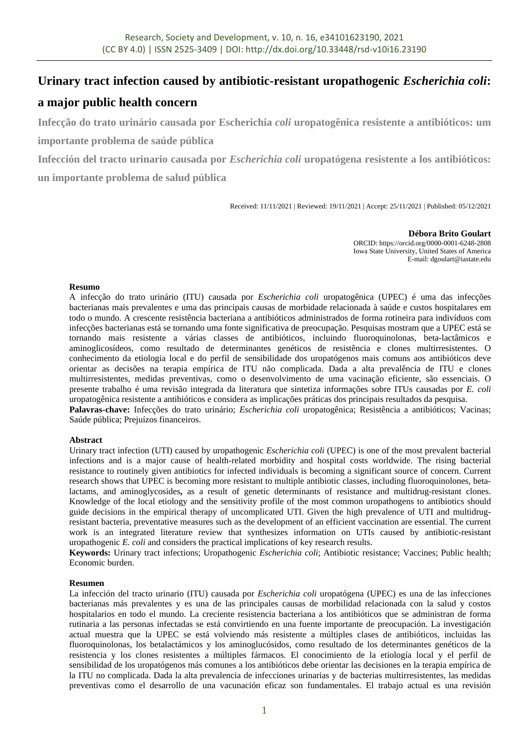# Urinary tract infection caused by antibiotic-resistant uropathogenic *Escherichia coli*: a major public health concern

**Infecção do trato urinário causada por Escherichia *coli* uropatogênica resistente a antibióticos: um importante problema de saúde pública**

**Infección del tracto urinario causada por *Escherichia coli* uropatógena resistente a los antibióticos: un importante problema de salud pública**

Received: 11/11/2021 | Reviewed: 19/11/2021 | Accept: 25/11/2021 | Published: 05/12/2021

**Débora Brito Goulart**
ORCID: https://orcid.org/0000-0001-6248-2808
Iowa State University, United States of America
E-mail: dgoulart@iastate.edu

**Resumo**

A infecção do trato urinário (ITU) causada por *Escherichia coli* uropatogênica (UPEC) é uma das infecções bacterianas mais prevalentes e uma das principais causas de morbidade relacionada à saúde e custos hospitalares em todo o mundo. A crescente resistência bacteriana a antibióticos administrados de forma rotineira para indivíduos com infecções bacterianas está se tornando uma fonte significativa de preocupação. Pesquisas mostram que a UPEC está se tornando mais resistente a várias classes de antibióticos, incluindo fluoroquinolonas, beta-lactâmicos e aminoglicosídeos, como resultado de determinantes genéticos de resistência e clones multirresistentes. O conhecimento da etiologia local e do perfil de sensibilidade dos uropatógenos mais comuns aos antibióticos deve orientar as decisões na terapia empírica de ITU não complicada. Dada a alta prevalência de ITU e clones multirresistentes, medidas preventivas, como o desenvolvimento de uma vacinação eficiente, são essenciais. O presente trabalho é uma revisão integrada da literatura que sintetiza informações sobre ITUs causadas por *E. coli* uropatogênica resistente a antibióticos e considera as implicações práticas dos principais resultados da pesquisa.

**Palavras-chave:** Infecções do trato urinário; *Escherichia coli* uropatogênica; Resistência a antibióticos; Vacinas; Saúde pública; Prejuízos financeiros.

**Abstract**

Urinary tract infection (UTI) caused by uropathogenic *Escherichia coli* (UPEC) is one of the most prevalent bacterial infections and is a major cause of health-related morbidity and hospital costs worldwide. The rising bacterial resistance to routinely given antibiotics for infected individuals is becoming a significant source of concern. Current research shows that UPEC is becoming more resistant to multiple antibiotic classes, including fluoroquinolones, beta-lactams, and aminoglycosides**,** as a result of genetic determinants of resistance and multidrug-resistant clones. Knowledge of the local etiology and the sensitivity profile of the most common uropathogens to antibiotics should guide decisions in the empirical therapy of uncomplicated UTI. Given the high prevalence of UTI and multidrug-resistant bacteria, preventative measures such as the development of an efficient vaccination are essential. The current work is an integrated literature review that synthesizes information on UTIs caused by antibiotic-resistant uropathogenic *E. coli* and considers the practical implications of key research results.

**Keywords:** Urinary tract infections; Uropathogenic *Escherichia coli*; Antibiotic resistance; Vaccines; Public health; Economic burden.

**Resumen**

La infección del tracto urinario (ITU) causada por *Escherichia coli* uropatógena (UPEC) es una de las infecciones bacterianas más prevalentes y es una de las principales causas de morbilidad relacionada con la salud y costos hospitalarios en todo el mundo. La creciente resistencia bacteriana a los antibióticos que se administran de forma rutinaria a las personas infectadas se está convirtiendo en una fuente importante de preocupación. La investigación actual muestra que la UPEC se está volviendo más resistente a múltiples clases de antibióticos, incluidas las fluoroquinolonas, los betalactámicos y los aminoglucósidos, como resultado de los determinantes genéticos de la resistencia y los clones resistentes a múltiples fármacos. El conocimiento de la etiología local y el perfil de sensibilidad de los uropatógenos más comunes a los antibióticos debe orientar las decisiones en la terapia empírica de la ITU no complicada. Dada la alta prevalencia de infecciones urinarias y de bacterias multirresistentes, las medidas preventivas como el desarrollo de una vacunación eficaz son fundamentales. El trabajo actual es una revisión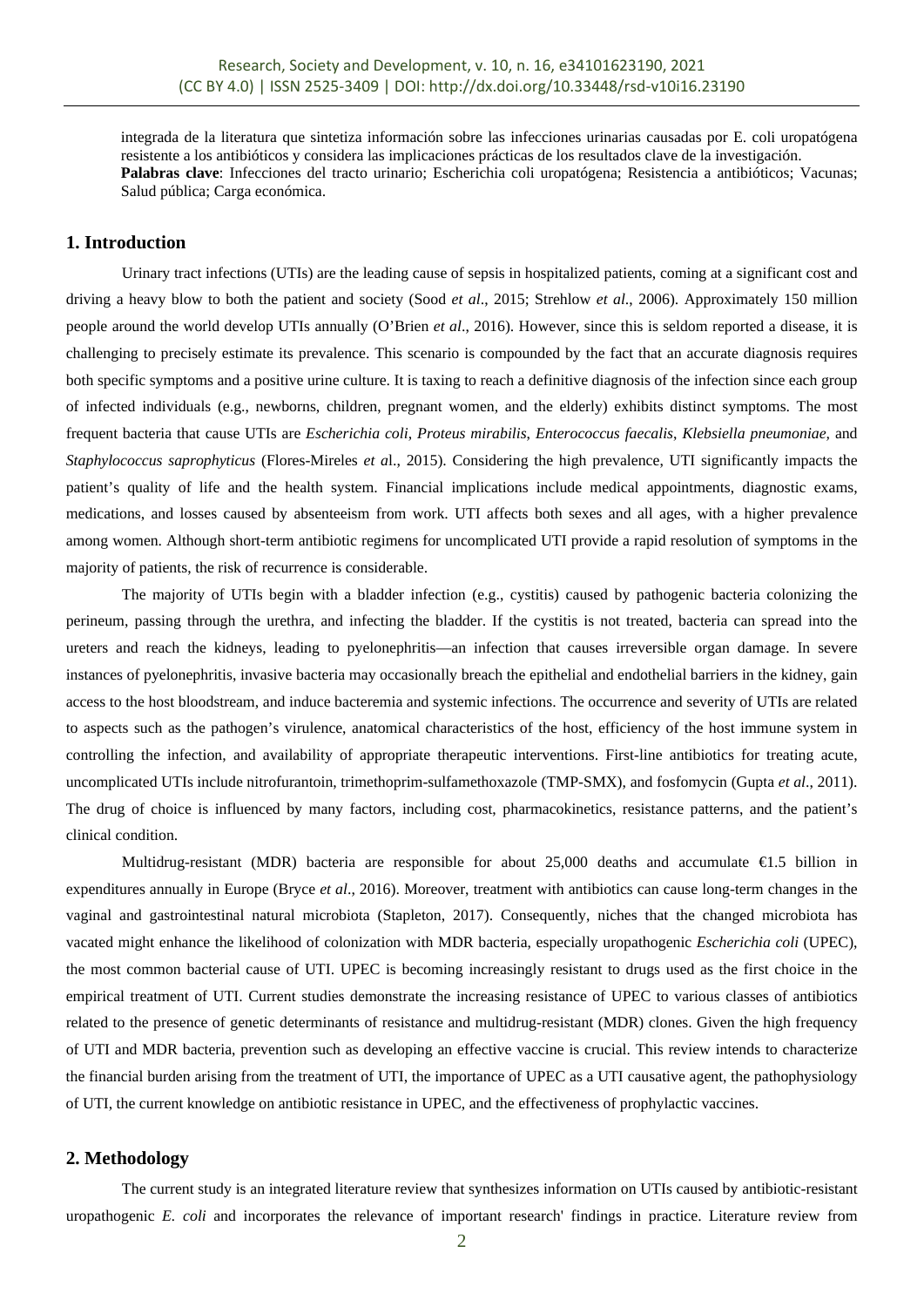integrada de la literatura que sintetiza información sobre las infecciones urinarias causadas por E. coli uropatógena resistente a los antibióticos y considera las implicaciones prácticas de los resultados clave de la investigación.

**Palabras clave**: Infecciones del tracto urinario; Escherichia coli uropatógena; Resistencia a antibióticos; Vacunas; Salud pública; Carga económica.

## 1. Introduction

Urinary tract infections (UTIs) are the leading cause of sepsis in hospitalized patients, coming at a significant cost and driving a heavy blow to both the patient and society (Sood *et al*., 2015; Strehlow *et al*., 2006). Approximately 150 million people around the world develop UTIs annually (O'Brien *et al*., 2016). However, since this is seldom reported a disease, it is challenging to precisely estimate its prevalence. This scenario is compounded by the fact that an accurate diagnosis requires both specific symptoms and a positive urine culture. It is taxing to reach a definitive diagnosis of the infection since each group of infected individuals (e.g., newborns, children, pregnant women, and the elderly) exhibits distinct symptoms. The most frequent bacteria that cause UTIs are *Escherichia coli*, *Proteus mirabilis*, *Enterococcus faecalis*, *Klebsiella pneumoniae*, and *Staphylococcus saprophyticus* (Flores-Mireles *et a*l., 2015). Considering the high prevalence, UTI significantly impacts the patient's quality of life and the health system. Financial implications include medical appointments, diagnostic exams, medications, and losses caused by absenteeism from work. UTI affects both sexes and all ages, with a higher prevalence among women. Although short-term antibiotic regimens for uncomplicated UTI provide a rapid resolution of symptoms in the majority of patients, the risk of recurrence is considerable.

The majority of UTIs begin with a bladder infection (e.g., cystitis) caused by pathogenic bacteria colonizing the perineum, passing through the urethra, and infecting the bladder. If the cystitis is not treated, bacteria can spread into the ureters and reach the kidneys, leading to pyelonephritis—an infection that causes irreversible organ damage. In severe instances of pyelonephritis, invasive bacteria may occasionally breach the epithelial and endothelial barriers in the kidney, gain access to the host bloodstream, and induce bacteremia and systemic infections. The occurrence and severity of UTIs are related to aspects such as the pathogen's virulence, anatomical characteristics of the host, efficiency of the host immune system in controlling the infection, and availability of appropriate therapeutic interventions. First-line antibiotics for treating acute, uncomplicated UTIs include nitrofurantoin, trimethoprim-sulfamethoxazole (TMP-SMX), and fosfomycin (Gupta *et al*., 2011). The drug of choice is influenced by many factors, including cost, pharmacokinetics, resistance patterns, and the patient's clinical condition.

Multidrug-resistant (MDR) bacteria are responsible for about 25,000 deaths and accumulate €1.5 billion in expenditures annually in Europe (Bryce *et al*., 2016). Moreover, treatment with antibiotics can cause long-term changes in the vaginal and gastrointestinal natural microbiota (Stapleton, 2017). Consequently, niches that the changed microbiota has vacated might enhance the likelihood of colonization with MDR bacteria, especially uropathogenic *Escherichia coli* (UPEC), the most common bacterial cause of UTI. UPEC is becoming increasingly resistant to drugs used as the first choice in the empirical treatment of UTI. Current studies demonstrate the increasing resistance of UPEC to various classes of antibiotics related to the presence of genetic determinants of resistance and multidrug-resistant (MDR) clones. Given the high frequency of UTI and MDR bacteria, prevention such as developing an effective vaccine is crucial. This review intends to characterize the financial burden arising from the treatment of UTI, the importance of UPEC as a UTI causative agent, the pathophysiology of UTI, the current knowledge on antibiotic resistance in UPEC, and the effectiveness of prophylactic vaccines.

## 2. Methodology

The current study is an integrated literature review that synthesizes information on UTIs caused by antibiotic-resistant uropathogenic *E. coli* and incorporates the relevance of important research' findings in practice. Literature review from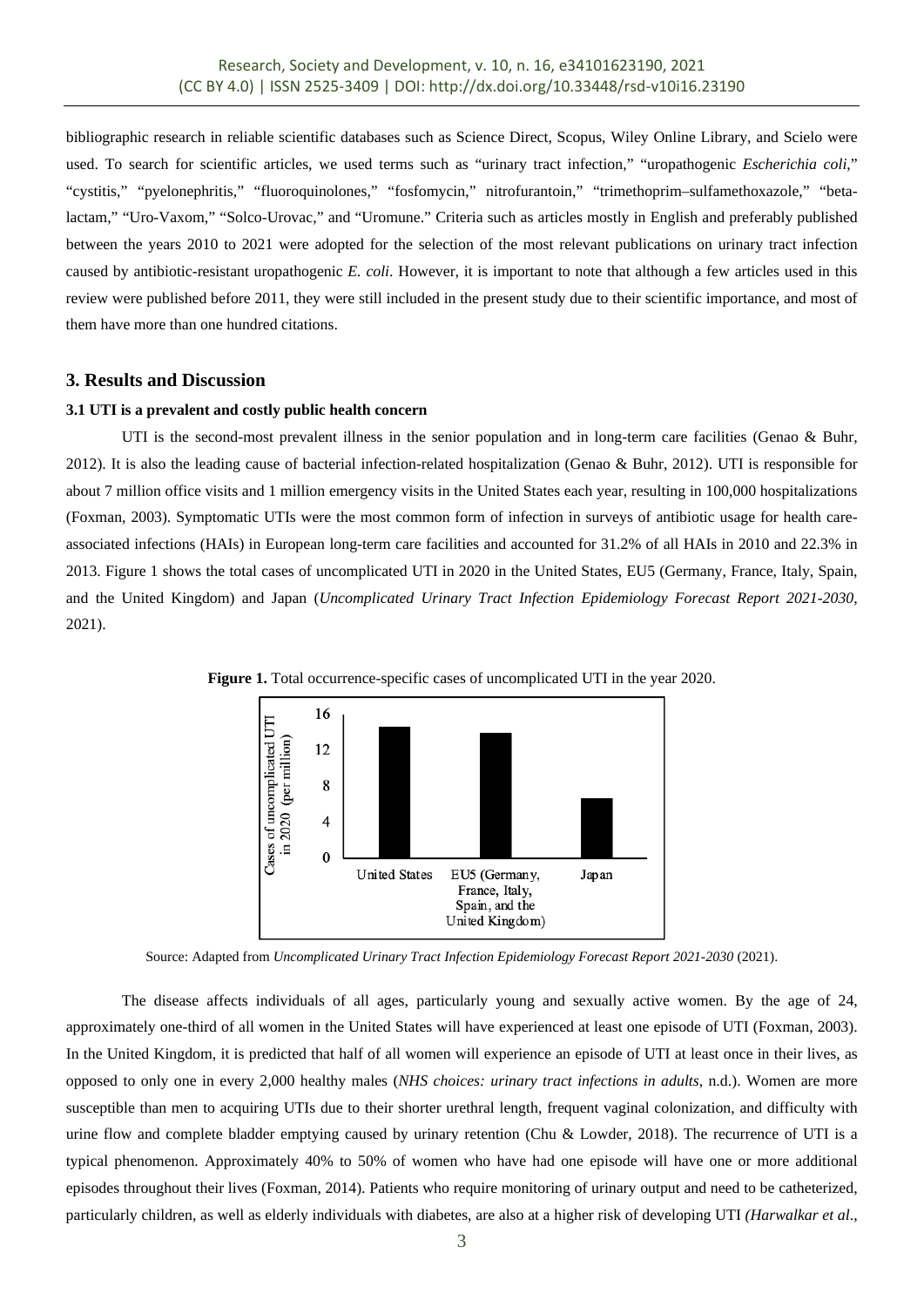bibliographic research in reliable scientific databases such as Science Direct, Scopus, Wiley Online Library, and Scielo were used. To search for scientific articles, we used terms such as "urinary tract infection," "uropathogenic *Escherichia coli*," "cystitis," "pyelonephritis," "fluoroquinolones," "fosfomycin," nitrofurantoin," "trimethoprim–sulfamethoxazole," "beta-lactam," "Uro-Vaxom," "Solco-Urovac," and "Uromune." Criteria such as articles mostly in English and preferably published between the years 2010 to 2021 were adopted for the selection of the most relevant publications on urinary tract infection caused by antibiotic-resistant uropathogenic *E. coli*. However, it is important to note that although a few articles used in this review were published before 2011, they were still included in the present study due to their scientific importance, and most of them have more than one hundred citations.

## 3. Results and Discussion

### 3.1 UTI is a prevalent and costly public health concern

UTI is the second-most prevalent illness in the senior population and in long-term care facilities (Genao & Buhr, 2012). It is also the leading cause of bacterial infection-related hospitalization (Genao & Buhr, 2012). UTI is responsible for about 7 million office visits and 1 million emergency visits in the United States each year, resulting in 100,000 hospitalizations (Foxman, 2003). Symptomatic UTIs were the most common form of infection in surveys of antibiotic usage for health care-associated infections (HAIs) in European long-term care facilities and accounted for 31.2% of all HAIs in 2010 and 22.3% in 2013. Figure 1 shows the total cases of uncomplicated UTI in 2020 in the United States, EU5 (Germany, France, Italy, Spain, and the United Kingdom) and Japan (*Uncomplicated Urinary Tract Infection Epidemiology Forecast Report 2021-2030*, 2021).

**Figure 1.** Total occurrence-specific cases of uncomplicated UTI in the year 2020.

Source: Adapted from *Uncomplicated Urinary Tract Infection Epidemiology Forecast Report 2021-2030* (2021).

The disease affects individuals of all ages, particularly young and sexually active women. By the age of 24, approximately one-third of all women in the United States will have experienced at least one episode of UTI (Foxman, 2003). In the United Kingdom, it is predicted that half of all women will experience an episode of UTI at least once in their lives, as opposed to only one in every 2,000 healthy males (*NHS choices: urinary tract infections in adults*, n.d.). Women are more susceptible than men to acquiring UTIs due to their shorter urethral length, frequent vaginal colonization, and difficulty with urine flow and complete bladder emptying caused by urinary retention (Chu & Lowder, 2018). The recurrence of UTI is a typical phenomenon. Approximately 40% to 50% of women who have had one episode will have one or more additional episodes throughout their lives (Foxman, 2014). Patients who require monitoring of urinary output and need to be catheterized, particularly children, as well as elderly individuals with diabetes, are also at a higher risk of developing UTI (*Harwalkar et al*.,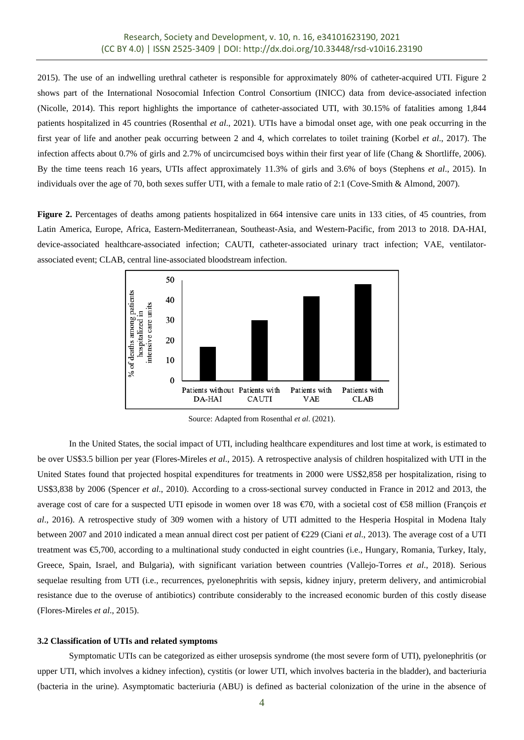2015). The use of an indwelling urethral catheter is responsible for approximately 80% of catheter-acquired UTI. Figure 2 shows part of the International Nosocomial Infection Control Consortium (INICC) data from device-associated infection (Nicolle, 2014). This report highlights the importance of catheter-associated UTI, with 30.15% of fatalities among 1,844 patients hospitalized in 45 countries (Rosenthal *et al*., 2021). UTIs have a bimodal onset age, with one peak occurring in the first year of life and another peak occurring between 2 and 4, which correlates to toilet training (Korbel *et al*., 2017). The infection affects about 0.7% of girls and 2.7% of uncircumcised boys within their first year of life (Chang & Shortliffe, 2006). By the time teens reach 16 years, UTIs affect approximately 11.3% of girls and 3.6% of boys (Stephens *et al*., 2015). In individuals over the age of 70, both sexes suffer UTI, with a female to male ratio of 2:1 (Cove-Smith & Almond, 2007).

**Figure 2.** Percentages of deaths among patients hospitalized in 664 intensive care units in 133 cities, of 45 countries, from Latin America, Europe, Africa, Eastern-Mediterranean, Southeast-Asia, and Western-Pacific, from 2013 to 2018. DA-HAI, device-associated healthcare-associated infection; CAUTI, catheter-associated urinary tract infection; VAE, ventilator-associated event; CLAB, central line-associated bloodstream infection.

Source: Adapted from Rosenthal *et al*. (2021).

In the United States, the social impact of UTI, including healthcare expenditures and lost time at work, is estimated to be over US$3.5 billion per year (Flores-Mireles *et al*., 2015). A retrospective analysis of children hospitalized with UTI in the United States found that projected hospital expenditures for treatments in 2000 were US$2,858 per hospitalization, rising to US$3,838 by 2006 (Spencer *et al*., 2010). According to a cross-sectional survey conducted in France in 2012 and 2013, the average cost of care for a suspected UTI episode in women over 18 was €70, with a societal cost of €58 million (François *et al*., 2016). A retrospective study of 309 women with a history of UTI admitted to the Hesperia Hospital in Modena Italy between 2007 and 2010 indicated a mean annual direct cost per patient of €229 (Ciani *et al*., 2013). The average cost of a UTI treatment was €5,700, according to a multinational study conducted in eight countries (i.e., Hungary, Romania, Turkey, Italy, Greece, Spain, Israel, and Bulgaria), with significant variation between countries (Vallejo-Torres *et al*., 2018). Serious sequelae resulting from UTI (i.e., recurrences, pyelonephritis with sepsis, kidney injury, preterm delivery, and antimicrobial resistance due to the overuse of antibiotics) contribute considerably to the increased economic burden of this costly disease (Flores-Mireles *et al*., 2015).

### 3.2 Classification of UTIs and related symptoms

Symptomatic UTIs can be categorized as either urosepsis syndrome (the most severe form of UTI), pyelonephritis (or upper UTI, which involves a kidney infection), cystitis (or lower UTI, which involves bacteria in the bladder), and bacteriuria (bacteria in the urine). Asymptomatic bacteriuria (ABU) is defined as bacterial colonization of the urine in the absence of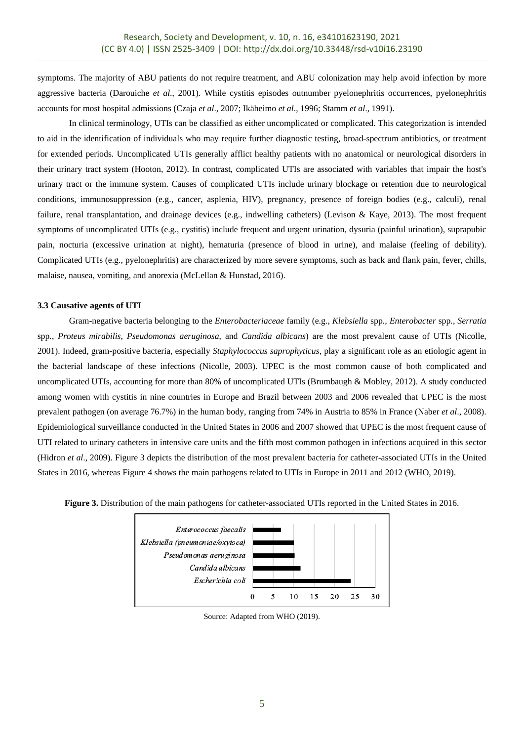symptoms. The majority of ABU patients do not require treatment, and ABU colonization may help avoid infection by more aggressive bacteria (Darouiche *et al*., 2001). While cystitis episodes outnumber pyelonephritis occurrences, pyelonephritis accounts for most hospital admissions (Czaja *et al*., 2007; Ikäheimo *et al*., 1996; Stamm *et al*., 1991).

In clinical terminology, UTIs can be classified as either uncomplicated or complicated. This categorization is intended to aid in the identification of individuals who may require further diagnostic testing, broad-spectrum antibiotics, or treatment for extended periods. Uncomplicated UTIs generally afflict healthy patients with no anatomical or neurological disorders in their urinary tract system (Hooton, 2012). In contrast, complicated UTIs are associated with variables that impair the host's urinary tract or the immune system. Causes of complicated UTIs include urinary blockage or retention due to neurological conditions, immunosuppression (e.g., cancer, asplenia, HIV), pregnancy, presence of foreign bodies (e.g., calculi), renal failure, renal transplantation, and drainage devices (e.g., indwelling catheters) (Levison & Kaye, 2013). The most frequent symptoms of uncomplicated UTIs (e.g., cystitis) include frequent and urgent urination, dysuria (painful urination), suprapubic pain, nocturia (excessive urination at night), hematuria (presence of blood in urine), and malaise (feeling of debility). Complicated UTIs (e.g., pyelonephritis) are characterized by more severe symptoms, such as back and flank pain, fever, chills, malaise, nausea, vomiting, and anorexia (McLellan & Hunstad, 2016).

### 3.3 Causative agents of UTI

Gram-negative bacteria belonging to the *Enterobacteriaceae* family (e.g., *Klebsiella* spp., *Enterobacter* spp., *Serratia* spp., *Proteus mirabilis*, *Pseudomonas aeruginosa*, and *Candida albicans*) are the most prevalent cause of UTIs (Nicolle, 2001). Indeed, gram-positive bacteria, especially *Staphylococcus saprophyticus*, play a significant role as an etiologic agent in the bacterial landscape of these infections (Nicolle, 2003). UPEC is the most common cause of both complicated and uncomplicated UTIs, accounting for more than 80% of uncomplicated UTIs (Brumbaugh & Mobley, 2012). A study conducted among women with cystitis in nine countries in Europe and Brazil between 2003 and 2006 revealed that UPEC is the most prevalent pathogen (on average 76.7%) in the human body, ranging from 74% in Austria to 85% in France (Naber *et al*., 2008). Epidemiological surveillance conducted in the United States in 2006 and 2007 showed that UPEC is the most frequent cause of UTI related to urinary catheters in intensive care units and the fifth most common pathogen in infections acquired in this sector (Hidron *et al*., 2009). Figure 3 depicts the distribution of the most prevalent bacteria for catheter-associated UTIs in the United States in 2016, whereas Figure 4 shows the main pathogens related to UTIs in Europe in 2011 and 2012 (WHO, 2019).

**Figure 3.** Distribution of the main pathogens for catheter-associated UTIs reported in the United States in 2016.

Source: Adapted from WHO (2019).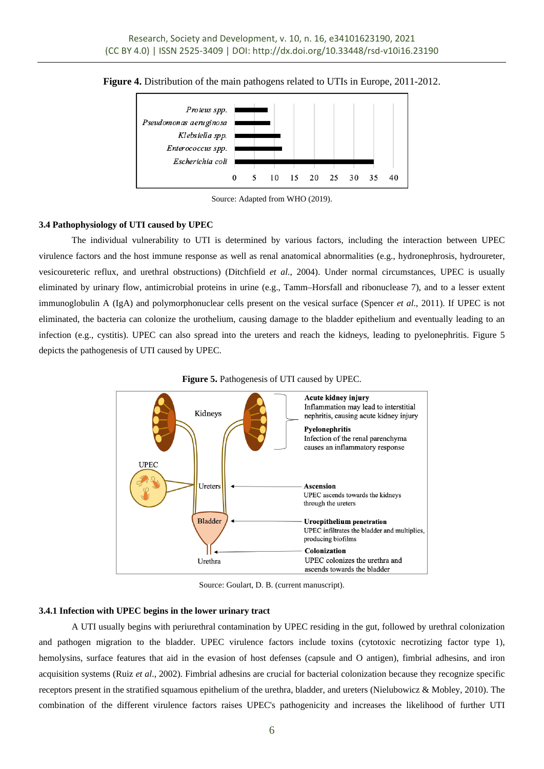**Figure 4.** Distribution of the main pathogens related to UTIs in Europe, 2011-2012.

Source: Adapted from WHO (2019).

### 3.4 Pathophysiology of UTI caused by UPEC

The individual vulnerability to UTI is determined by various factors, including the interaction between UPEC virulence factors and the host immune response as well as renal anatomical abnormalities (e.g., hydronephrosis, hydroureter, vesicoureteric reflux, and urethral obstructions) (Ditchfield *et al*., 2004). Under normal circumstances, UPEC is usually eliminated by urinary flow, antimicrobial proteins in urine (e.g., Tamm–Horsfall and ribonuclease 7), and to a lesser extent immunoglobulin A (IgA) and polymorphonuclear cells present on the vesical surface (Spencer *et al*., 2011). If UPEC is not eliminated, the bacteria can colonize the urothelium, causing damage to the bladder epithelium and eventually leading to an infection (e.g., cystitis). UPEC can also spread into the ureters and reach the kidneys, leading to pyelonephritis. Figure 5 depicts the pathogenesis of UTI caused by UPEC.

**Figure 5.** Pathogenesis of UTI caused by UPEC.

Source: Goulart, D. B. (current manuscript).

#### 3.4.1 Infection with UPEC begins in the lower urinary tract

A UTI usually begins with periurethral contamination by UPEC residing in the gut, followed by urethral colonization and pathogen migration to the bladder. UPEC virulence factors include toxins (cytotoxic necrotizing factor type 1), hemolysins, surface features that aid in the evasion of host defenses (capsule and O antigen), fimbrial adhesins, and iron acquisition systems (Ruiz *et al*., 2002). Fimbrial adhesins are crucial for bacterial colonization because they recognize specific receptors present in the stratified squamous epithelium of the urethra, bladder, and ureters (Nielubowicz & Mobley, 2010). The combination of the different virulence factors raises UPEC's pathogenicity and increases the likelihood of further UTI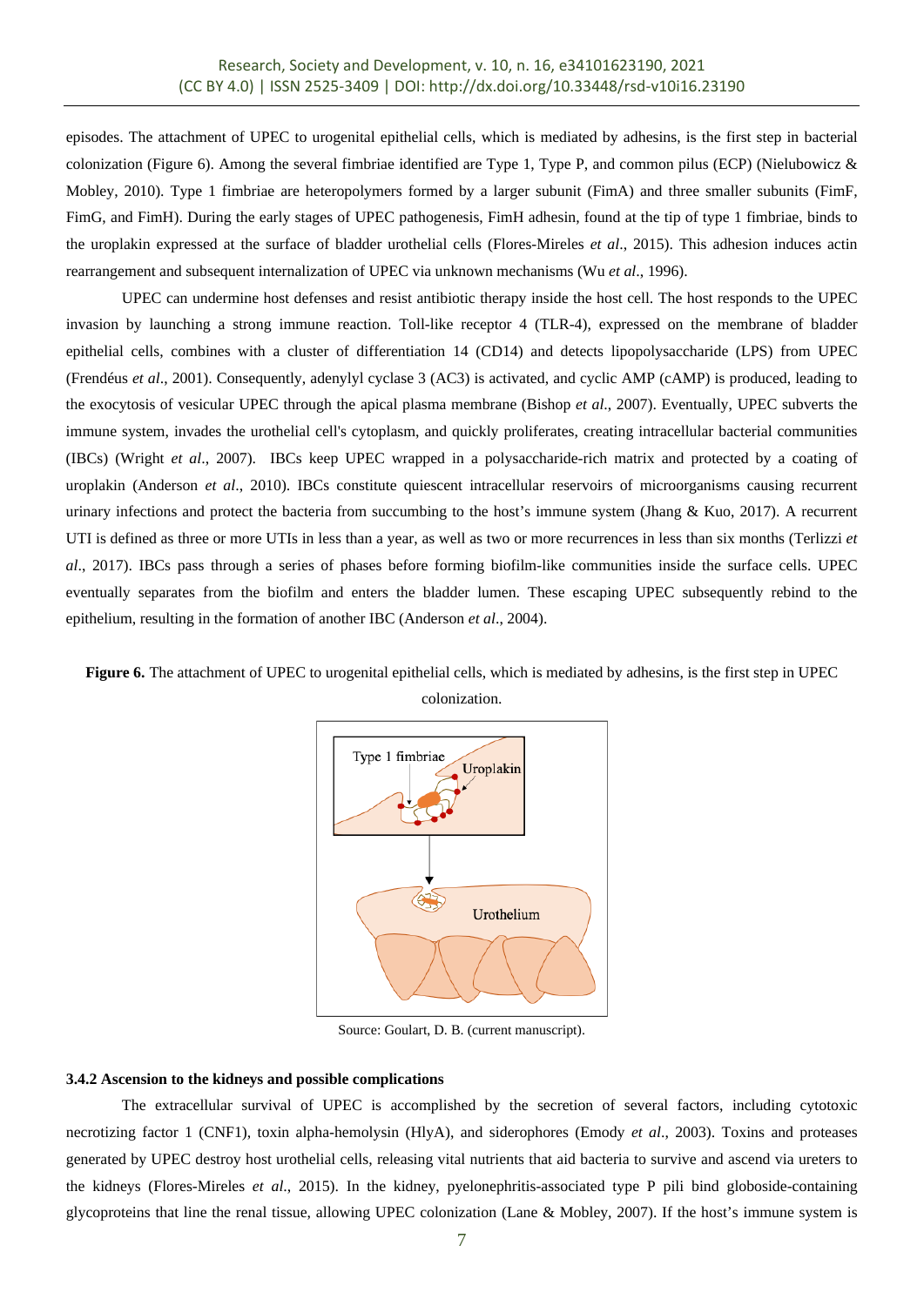episodes. The attachment of UPEC to urogenital epithelial cells, which is mediated by adhesins, is the first step in bacterial colonization (Figure 6). Among the several fimbriae identified are Type 1, Type P, and common pilus (ECP) (Nielubowicz & Mobley, 2010). Type 1 fimbriae are heteropolymers formed by a larger subunit (FimA) and three smaller subunits (FimF, FimG, and FimH). During the early stages of UPEC pathogenesis, FimH adhesin, found at the tip of type 1 fimbriae, binds to the uroplakin expressed at the surface of bladder urothelial cells (Flores-Mireles *et al*., 2015). This adhesion induces actin rearrangement and subsequent internalization of UPEC via unknown mechanisms (Wu *et al*., 1996).

UPEC can undermine host defenses and resist antibiotic therapy inside the host cell. The host responds to the UPEC invasion by launching a strong immune reaction. Toll-like receptor 4 (TLR-4), expressed on the membrane of bladder epithelial cells, combines with a cluster of differentiation 14 (CD14) and detects lipopolysaccharide (LPS) from UPEC (Frendéus *et al*., 2001). Consequently, adenylyl cyclase 3 (AC3) is activated, and cyclic AMP (cAMP) is produced, leading to the exocytosis of vesicular UPEC through the apical plasma membrane (Bishop *et al*., 2007). Eventually, UPEC subverts the immune system, invades the urothelial cell's cytoplasm, and quickly proliferates, creating intracellular bacterial communities (IBCs) (Wright *et al*., 2007). IBCs keep UPEC wrapped in a polysaccharide-rich matrix and protected by a coating of uroplakin (Anderson *et al*., 2010). IBCs constitute quiescent intracellular reservoirs of microorganisms causing recurrent urinary infections and protect the bacteria from succumbing to the host's immune system (Jhang & Kuo, 2017). A recurrent UTI is defined as three or more UTIs in less than a year, as well as two or more recurrences in less than six months (Terlizzi *et al*., 2017). IBCs pass through a series of phases before forming biofilm-like communities inside the surface cells. UPEC eventually separates from the biofilm and enters the bladder lumen. These escaping UPEC subsequently rebind to the epithelium, resulting in the formation of another IBC (Anderson *et al*., 2004).

**Figure 6.** The attachment of UPEC to urogenital epithelial cells, which is mediated by adhesins, is the first step in UPEC colonization.

Source: Goulart, D. B. (current manuscript).

### 3.4.2 Ascension to the kidneys and possible complications

The extracellular survival of UPEC is accomplished by the secretion of several factors, including cytotoxic necrotizing factor 1 (CNF1), toxin alpha-hemolysin (HlyA), and siderophores (Emody *et al*., 2003). Toxins and proteases generated by UPEC destroy host urothelial cells, releasing vital nutrients that aid bacteria to survive and ascend via ureters to the kidneys (Flores-Mireles *et al*., 2015). In the kidney, pyelonephritis-associated type P pili bind globoside-containing glycoproteins that line the renal tissue, allowing UPEC colonization (Lane & Mobley, 2007). If the host's immune system is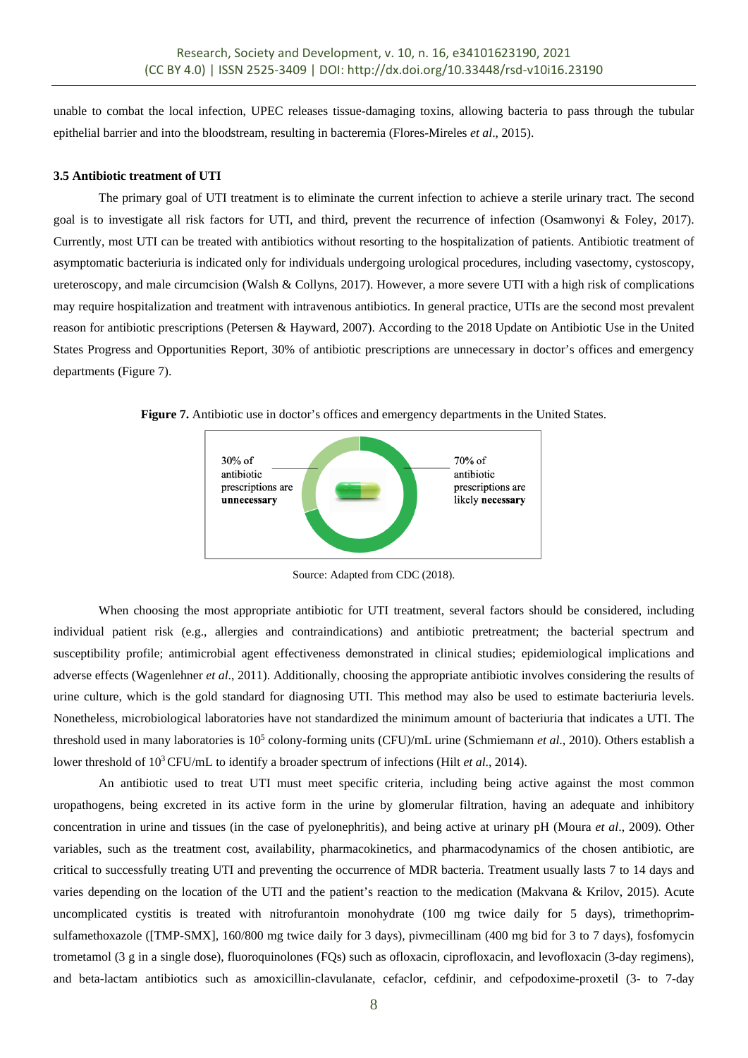unable to combat the local infection, UPEC releases tissue-damaging toxins, allowing bacteria to pass through the tubular epithelial barrier and into the bloodstream, resulting in bacteremia (Flores-Mireles *et al*., 2015).

### 3.5 Antibiotic treatment of UTI

The primary goal of UTI treatment is to eliminate the current infection to achieve a sterile urinary tract. The second goal is to investigate all risk factors for UTI, and third, prevent the recurrence of infection (Osamwonyi & Foley, 2017). Currently, most UTI can be treated with antibiotics without resorting to the hospitalization of patients. Antibiotic treatment of asymptomatic bacteriuria is indicated only for individuals undergoing urological procedures, including vasectomy, cystoscopy, ureteroscopy, and male circumcision (Walsh & Collyns, 2017). However, a more severe UTI with a high risk of complications may require hospitalization and treatment with intravenous antibiotics. In general practice, UTIs are the second most prevalent reason for antibiotic prescriptions (Petersen & Hayward, 2007). According to the 2018 Update on Antibiotic Use in the United States Progress and Opportunities Report, 30% of antibiotic prescriptions are unnecessary in doctor's offices and emergency departments (Figure 7).

**Figure 7.** Antibiotic use in doctor's offices and emergency departments in the United States.

30% of antibiotic prescriptions are **unnecessary**

70% of antibiotic prescriptions are likely **necessary**

Source: Adapted from CDC (2018).

When choosing the most appropriate antibiotic for UTI treatment, several factors should be considered, including individual patient risk (e.g., allergies and contraindications) and antibiotic pretreatment; the bacterial spectrum and susceptibility profile; antimicrobial agent effectiveness demonstrated in clinical studies; epidemiological implications and adverse effects (Wagenlehner *et al*., 2011). Additionally, choosing the appropriate antibiotic involves considering the results of urine culture, which is the gold standard for diagnosing UTI. This method may also be used to estimate bacteriuria levels. Nonetheless, microbiological laboratories have not standardized the minimum amount of bacteriuria that indicates a UTI. The threshold used in many laboratories is $10^5$ colony-forming units (CFU)/mL urine (Schmiemann *et al*., 2010). Others establish a lower threshold of $10^3$ CFU/mL to identify a broader spectrum of infections (Hilt *et al*., 2014).

An antibiotic used to treat UTI must meet specific criteria, including being active against the most common uropathogens, being excreted in its active form in the urine by glomerular filtration, having an adequate and inhibitory concentration in urine and tissues (in the case of pyelonephritis), and being active at urinary pH (Moura *et al*., 2009). Other variables, such as the treatment cost, availability, pharmacokinetics, and pharmacodynamics of the chosen antibiotic, are critical to successfully treating UTI and preventing the occurrence of MDR bacteria. Treatment usually lasts 7 to 14 days and varies depending on the location of the UTI and the patient's reaction to the medication (Makvana & Krilov, 2015). Acute uncomplicated cystitis is treated with nitrofurantoin monohydrate (100 mg twice daily for 5 days), trimethoprim-sulfamethoxazole ([TMP-SMX], 160/800 mg twice daily for 3 days), pivmecillinam (400 mg bid for 3 to 7 days), fosfomycin trometamol (3 g in a single dose), fluoroquinolones (FQs) such as ofloxacin, ciprofloxacin, and levofloxacin (3-day regimens), and beta-lactam antibiotics such as amoxicillin-clavulanate, cefaclor, cefdinir, and cefpodoxime-proxetil (3- to 7-day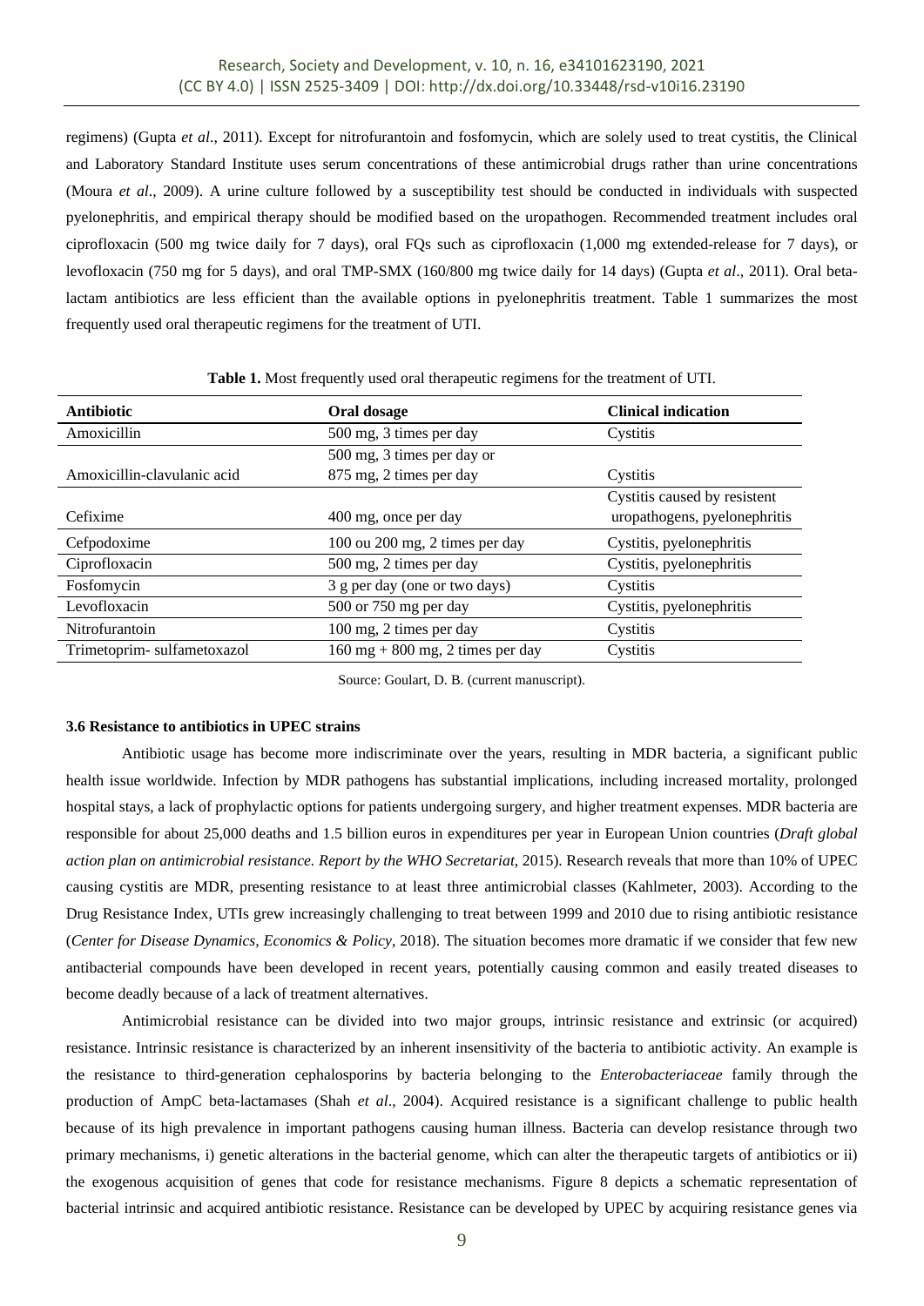regimens) (Gupta *et al*., 2011). Except for nitrofurantoin and fosfomycin, which are solely used to treat cystitis, the Clinical and Laboratory Standard Institute uses serum concentrations of these antimicrobial drugs rather than urine concentrations (Moura *et al*., 2009). A urine culture followed by a susceptibility test should be conducted in individuals with suspected pyelonephritis, and empirical therapy should be modified based on the uropathogen. Recommended treatment includes oral ciprofloxacin (500 mg twice daily for 7 days), oral FQs such as ciprofloxacin (1,000 mg extended-release for 7 days), or levofloxacin (750 mg for 5 days), and oral TMP-SMX (160/800 mg twice daily for 14 days) (Gupta *et al*., 2011). Oral beta-lactam antibiotics are less efficient than the available options in pyelonephritis treatment. Table 1 summarizes the most frequently used oral therapeutic regimens for the treatment of UTI.

**Table 1.** Most frequently used oral therapeutic regimens for the treatment of UTI.

| Antibiotic | Oral dosage | Clinical indication |
|---|---|---|
| Amoxicillin | 500 mg, 3 times per day | Cystitis |
| Amoxicillin-clavulanic acid | 500 mg, 3 times per day or 875 mg, 2 times per day | Cystitis |
| Cefixime | 400 mg, once per day | Cystitis caused by resistent uropathogens, pyelonephritis |
| Cefpodoxime | 100 ou 200 mg, 2 times per day | Cystitis, pyelonephritis |
| Ciprofloxacin | 500 mg, 2 times per day | Cystitis, pyelonephritis |
| Fosfomycin | 3 g per day (one or two days) | Cystitis |
| Levofloxacin | 500 or 750 mg per day | Cystitis, pyelonephritis |
| Nitrofurantoin | 100 mg, 2 times per day | Cystitis |
| Trimetoprim- sulfametoxazol | 160 mg + 800 mg, 2 times per day | Cystitis |

Source: Goulart, D. B. (current manuscript).

### 3.6 Resistance to antibiotics in UPEC strains

Antibiotic usage has become more indiscriminate over the years, resulting in MDR bacteria, a significant public health issue worldwide. Infection by MDR pathogens has substantial implications, including increased mortality, prolonged hospital stays, a lack of prophylactic options for patients undergoing surgery, and higher treatment expenses. MDR bacteria are responsible for about 25,000 deaths and 1.5 billion euros in expenditures per year in European Union countries (*Draft global action plan on antimicrobial resistance. Report by the WHO Secretariat*, 2015). Research reveals that more than 10% of UPEC causing cystitis are MDR, presenting resistance to at least three antimicrobial classes (Kahlmeter, 2003). According to the Drug Resistance Index, UTIs grew increasingly challenging to treat between 1999 and 2010 due to rising antibiotic resistance (*Center for Disease Dynamics, Economics & Policy*, 2018). The situation becomes more dramatic if we consider that few new antibacterial compounds have been developed in recent years, potentially causing common and easily treated diseases to become deadly because of a lack of treatment alternatives.

Antimicrobial resistance can be divided into two major groups, intrinsic resistance and extrinsic (or acquired) resistance. Intrinsic resistance is characterized by an inherent insensitivity of the bacteria to antibiotic activity. An example is the resistance to third-generation cephalosporins by bacteria belonging to the *Enterobacteriaceae* family through the production of AmpC beta-lactamases (Shah *et al*., 2004). Acquired resistance is a significant challenge to public health because of its high prevalence in important pathogens causing human illness. Bacteria can develop resistance through two primary mechanisms, i) genetic alterations in the bacterial genome, which can alter the therapeutic targets of antibiotics or ii) the exogenous acquisition of genes that code for resistance mechanisms. Figure 8 depicts a schematic representation of bacterial intrinsic and acquired antibiotic resistance. Resistance can be developed by UPEC by acquiring resistance genes via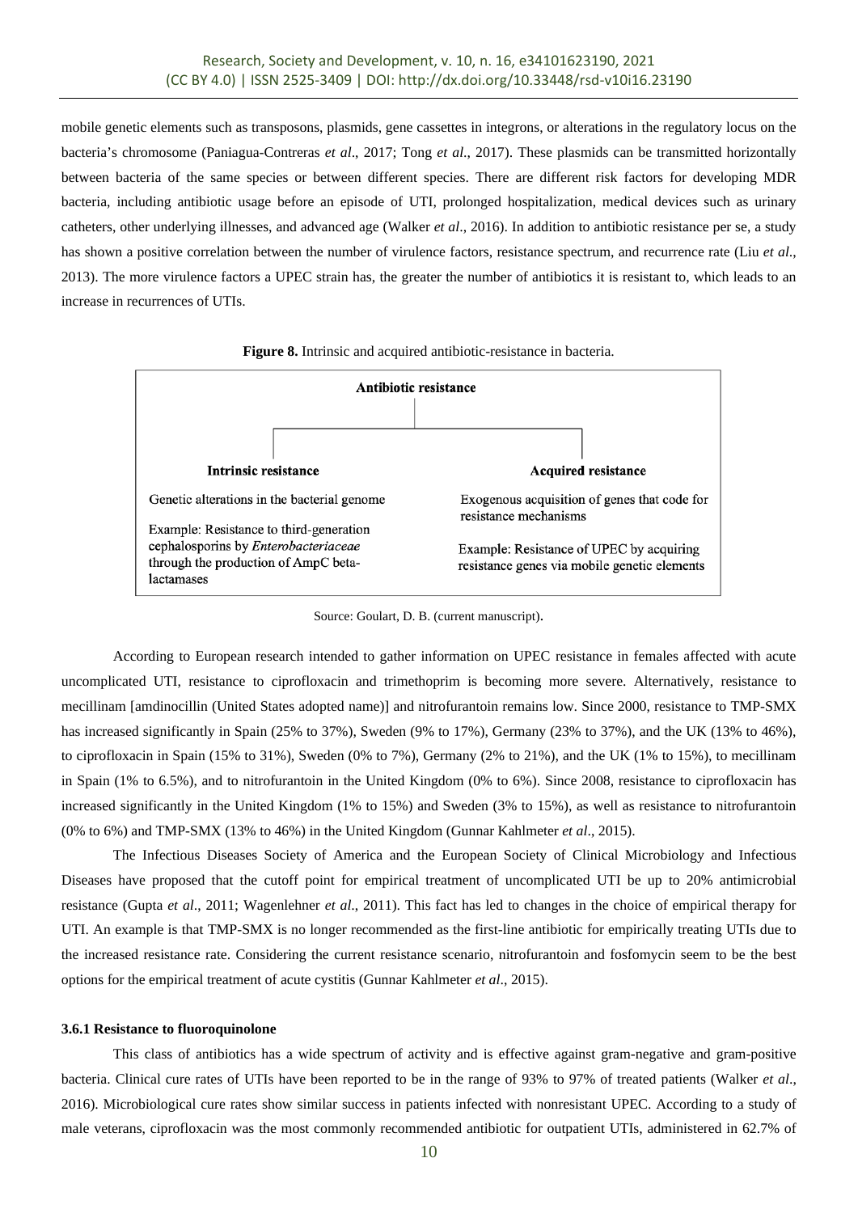mobile genetic elements such as transposons, plasmids, gene cassettes in integrons, or alterations in the regulatory locus on the bacteria's chromosome (Paniagua-Contreras *et al*., 2017; Tong *et al*., 2017). These plasmids can be transmitted horizontally between bacteria of the same species or between different species. There are different risk factors for developing MDR bacteria, including antibiotic usage before an episode of UTI, prolonged hospitalization, medical devices such as urinary catheters, other underlying illnesses, and advanced age (Walker *et al*., 2016). In addition to antibiotic resistance per se, a study has shown a positive correlation between the number of virulence factors, resistance spectrum, and recurrence rate (Liu *et al*., 2013). The more virulence factors a UPEC strain has, the greater the number of antibiotics it is resistant to, which leads to an increase in recurrences of UTIs.

**Figure 8.** Intrinsic and acquired antibiotic-resistance in bacteria.

**Antibiotic resistance**

| **Intrinsic resistance** | **Acquired resistance** |
| --- | --- |
| Genetic alterations in the bacterial genome | Exogenous acquisition of genes that code for resistance mechanisms |
| Example: Resistance to third-generation cephalosporins by *Enterobacteriaceae* through the production of AmpC beta-lactamases | Example: Resistance of UPEC by acquiring resistance genes via mobile genetic elements |

Source: Goulart, D. B. (current manuscript).

According to European research intended to gather information on UPEC resistance in females affected with acute uncomplicated UTI, resistance to ciprofloxacin and trimethoprim is becoming more severe. Alternatively, resistance to mecillinam [amdinocillin (United States adopted name)] and nitrofurantoin remains low. Since 2000, resistance to TMP-SMX has increased significantly in Spain (25% to 37%), Sweden (9% to 17%), Germany (23% to 37%), and the UK (13% to 46%), to ciprofloxacin in Spain (15% to 31%), Sweden (0% to 7%), Germany (2% to 21%), and the UK (1% to 15%), to mecillinam in Spain (1% to 6.5%), and to nitrofurantoin in the United Kingdom (0% to 6%). Since 2008, resistance to ciprofloxacin has increased significantly in the United Kingdom (1% to 15%) and Sweden (3% to 15%), as well as resistance to nitrofurantoin (0% to 6%) and TMP-SMX (13% to 46%) in the United Kingdom (Gunnar Kahlmeter *et al*., 2015).

The Infectious Diseases Society of America and the European Society of Clinical Microbiology and Infectious Diseases have proposed that the cutoff point for empirical treatment of uncomplicated UTI be up to 20% antimicrobial resistance (Gupta *et al*., 2011; Wagenlehner *et al*., 2011). This fact has led to changes in the choice of empirical therapy for UTI. An example is that TMP-SMX is no longer recommended as the first-line antibiotic for empirically treating UTIs due to the increased resistance rate. Considering the current resistance scenario, nitrofurantoin and fosfomycin seem to be the best options for the empirical treatment of acute cystitis (Gunnar Kahlmeter *et al*., 2015).

### 3.6.1 Resistance to fluoroquinolone

This class of antibiotics has a wide spectrum of activity and is effective against gram-negative and gram-positive bacteria. Clinical cure rates of UTIs have been reported to be in the range of 93% to 97% of treated patients (Walker *et al*., 2016). Microbiological cure rates show similar success in patients infected with nonresistant UPEC. According to a study of male veterans, ciprofloxacin was the most commonly recommended antibiotic for outpatient UTIs, administered in 62.7% of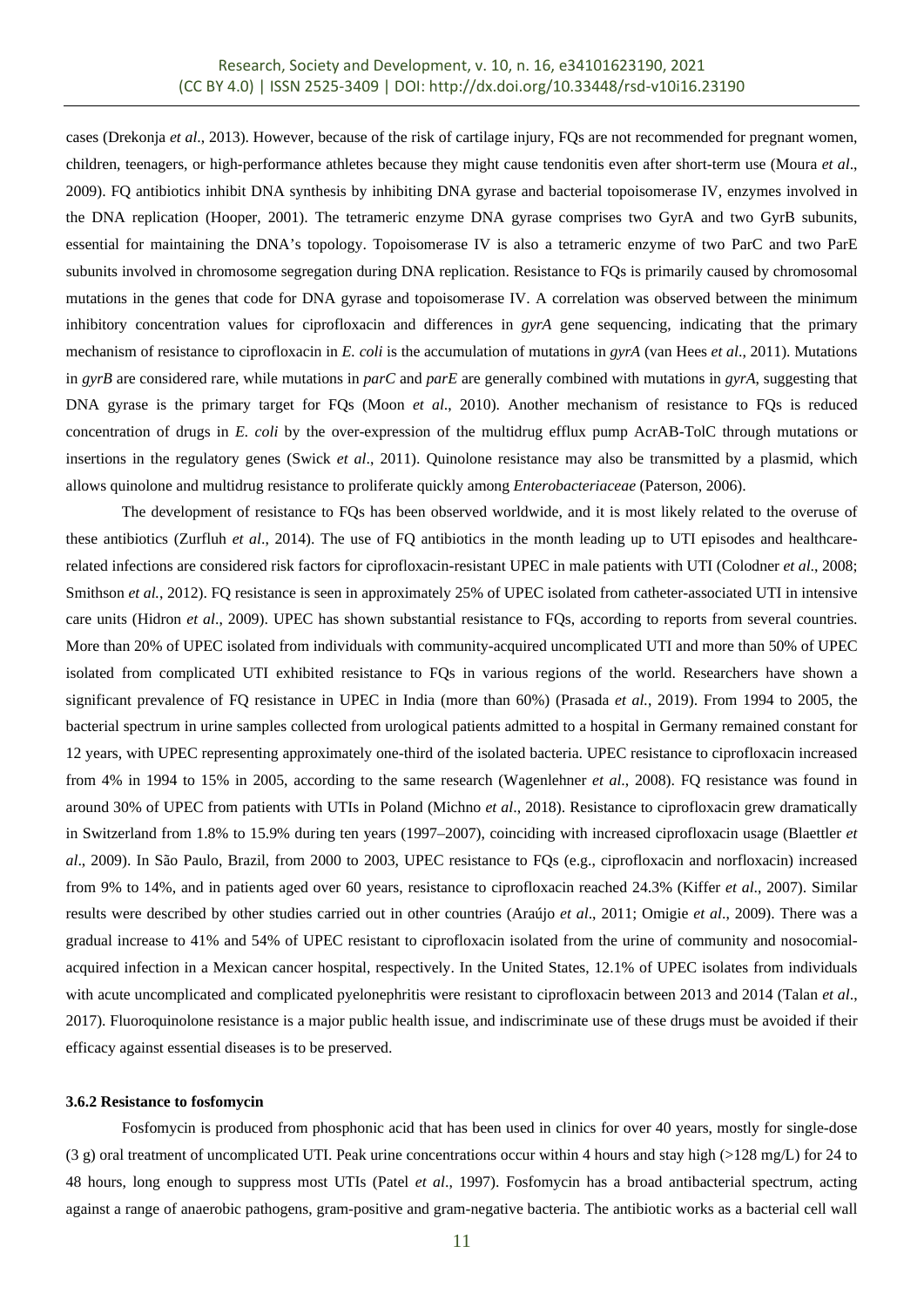cases (Drekonja *et al*., 2013). However, because of the risk of cartilage injury, FQs are not recommended for pregnant women, children, teenagers, or high-performance athletes because they might cause tendonitis even after short-term use (Moura *et al*., 2009). FQ antibiotics inhibit DNA synthesis by inhibiting DNA gyrase and bacterial topoisomerase IV, enzymes involved in the DNA replication (Hooper, 2001). The tetrameric enzyme DNA gyrase comprises two GyrA and two GyrB subunits, essential for maintaining the DNA's topology. Topoisomerase IV is also a tetrameric enzyme of two ParC and two ParE subunits involved in chromosome segregation during DNA replication. Resistance to FQs is primarily caused by chromosomal mutations in the genes that code for DNA gyrase and topoisomerase IV. A correlation was observed between the minimum inhibitory concentration values for ciprofloxacin and differences in *gyrA* gene sequencing, indicating that the primary mechanism of resistance to ciprofloxacin in *E. coli* is the accumulation of mutations in *gyrA* (van Hees *et al*., 2011). Mutations in *gyrB* are considered rare, while mutations in *parC* and *parE* are generally combined with mutations in *gyrA*, suggesting that DNA gyrase is the primary target for FQs (Moon *et al*., 2010). Another mechanism of resistance to FQs is reduced concentration of drugs in *E. coli* by the over-expression of the multidrug efflux pump AcrAB-TolC through mutations or insertions in the regulatory genes (Swick *et al*., 2011). Quinolone resistance may also be transmitted by a plasmid, which allows quinolone and multidrug resistance to proliferate quickly among *Enterobacteriaceae* (Paterson, 2006).

The development of resistance to FQs has been observed worldwide, and it is most likely related to the overuse of these antibiotics (Zurfluh *et al*., 2014). The use of FQ antibiotics in the month leading up to UTI episodes and healthcare-related infections are considered risk factors for ciprofloxacin-resistant UPEC in male patients with UTI (Colodner *et al*., 2008; Smithson *et al.*, 2012). FQ resistance is seen in approximately 25% of UPEC isolated from catheter-associated UTI in intensive care units (Hidron *et al*., 2009). UPEC has shown substantial resistance to FQs, according to reports from several countries. More than 20% of UPEC isolated from individuals with community-acquired uncomplicated UTI and more than 50% of UPEC isolated from complicated UTI exhibited resistance to FQs in various regions of the world. Researchers have shown a significant prevalence of FQ resistance in UPEC in India (more than 60%) (Prasada *et al.*, 2019). From 1994 to 2005, the bacterial spectrum in urine samples collected from urological patients admitted to a hospital in Germany remained constant for 12 years, with UPEC representing approximately one-third of the isolated bacteria. UPEC resistance to ciprofloxacin increased from 4% in 1994 to 15% in 2005, according to the same research (Wagenlehner *et al*., 2008). FQ resistance was found in around 30% of UPEC from patients with UTIs in Poland (Michno *et al*., 2018). Resistance to ciprofloxacin grew dramatically in Switzerland from 1.8% to 15.9% during ten years (1997–2007), coinciding with increased ciprofloxacin usage (Blaettler *et al*., 2009). In São Paulo, Brazil, from 2000 to 2003, UPEC resistance to FQs (e.g., ciprofloxacin and norfloxacin) increased from 9% to 14%, and in patients aged over 60 years, resistance to ciprofloxacin reached 24.3% (Kiffer *et al*., 2007). Similar results were described by other studies carried out in other countries (Araújo *et al*., 2011; Omigie *et al*., 2009). There was a gradual increase to 41% and 54% of UPEC resistant to ciprofloxacin isolated from the urine of community and nosocomial-acquired infection in a Mexican cancer hospital, respectively. In the United States, 12.1% of UPEC isolates from individuals with acute uncomplicated and complicated pyelonephritis were resistant to ciprofloxacin between 2013 and 2014 (Talan *et al*., 2017). Fluoroquinolone resistance is a major public health issue, and indiscriminate use of these drugs must be avoided if their efficacy against essential diseases is to be preserved.

#### 3.6.2 Resistance to fosfomycin

Fosfomycin is produced from phosphonic acid that has been used in clinics for over 40 years, mostly for single-dose (3 g) oral treatment of uncomplicated UTI. Peak urine concentrations occur within 4 hours and stay high (>128 mg/L) for 24 to 48 hours, long enough to suppress most UTIs (Patel *et al*., 1997). Fosfomycin has a broad antibacterial spectrum, acting against a range of anaerobic pathogens, gram-positive and gram-negative bacteria. The antibiotic works as a bacterial cell wall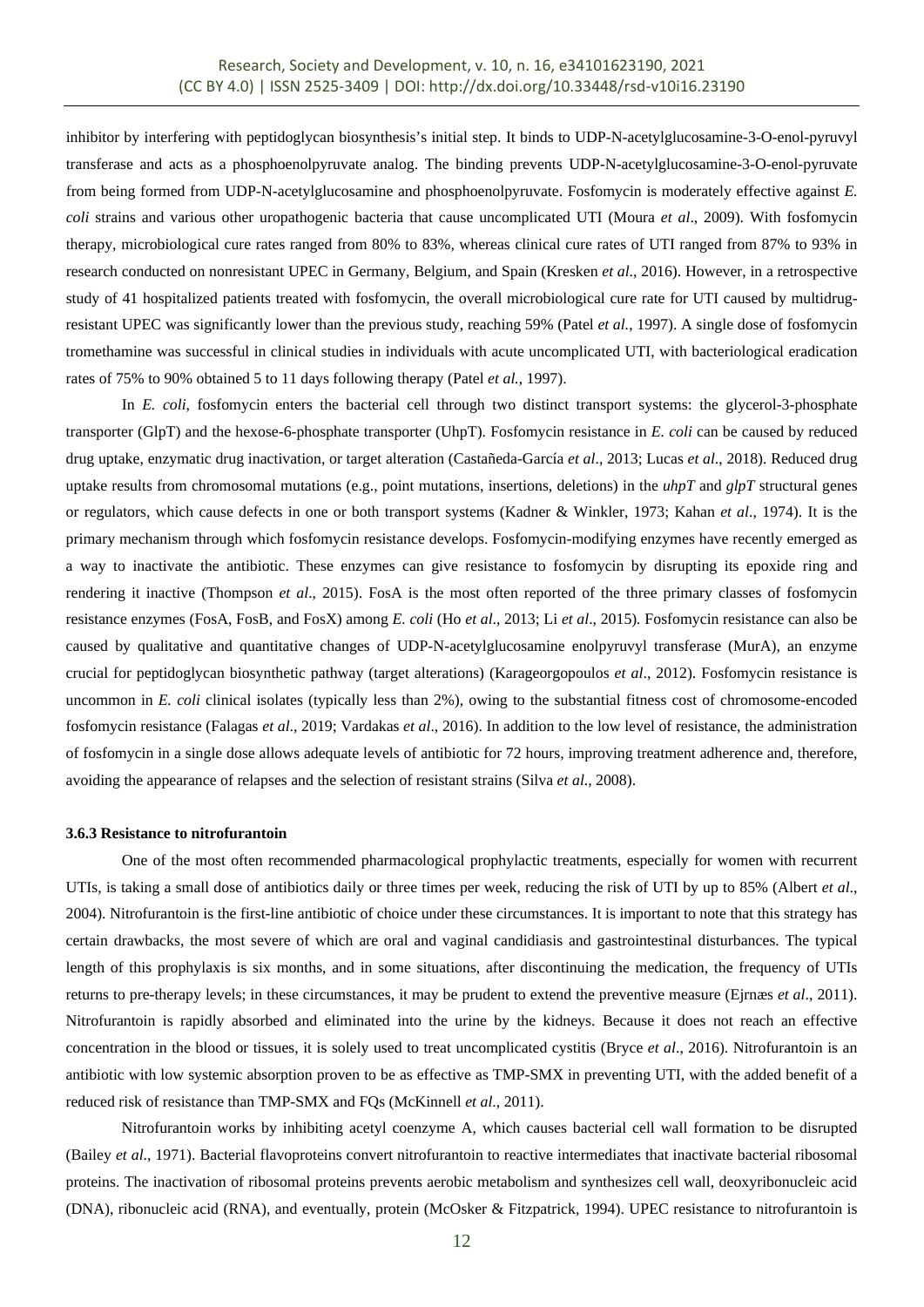inhibitor by interfering with peptidoglycan biosynthesis's initial step. It binds to UDP-N-acetylglucosamine-3-O-enol-pyruvyl transferase and acts as a phosphoenolpyruvate analog. The binding prevents UDP-N-acetylglucosamine-3-O-enol-pyruvate from being formed from UDP-N-acetylglucosamine and phosphoenolpyruvate. Fosfomycin is moderately effective against *E. coli* strains and various other uropathogenic bacteria that cause uncomplicated UTI (Moura *et al*., 2009). With fosfomycin therapy, microbiological cure rates ranged from 80% to 83%, whereas clinical cure rates of UTI ranged from 87% to 93% in research conducted on nonresistant UPEC in Germany, Belgium, and Spain (Kresken *et al*., 2016). However, in a retrospective study of 41 hospitalized patients treated with fosfomycin, the overall microbiological cure rate for UTI caused by multidrug-resistant UPEC was significantly lower than the previous study, reaching 59% (Patel *et al.*, 1997). A single dose of fosfomycin tromethamine was successful in clinical studies in individuals with acute uncomplicated UTI, with bacteriological eradication rates of 75% to 90% obtained 5 to 11 days following therapy (Patel *et al.*, 1997).

In *E. coli*, fosfomycin enters the bacterial cell through two distinct transport systems: the glycerol-3-phosphate transporter (GlpT) and the hexose-6-phosphate transporter (UhpT). Fosfomycin resistance in *E. coli* can be caused by reduced drug uptake, enzymatic drug inactivation, or target alteration (Castañeda-García *et al*., 2013; Lucas *et al*., 2018). Reduced drug uptake results from chromosomal mutations (e.g., point mutations, insertions, deletions) in the *uhpT* and *glpT* structural genes or regulators, which cause defects in one or both transport systems (Kadner & Winkler, 1973; Kahan *et al*., 1974). It is the primary mechanism through which fosfomycin resistance develops. Fosfomycin-modifying enzymes have recently emerged as a way to inactivate the antibiotic. These enzymes can give resistance to fosfomycin by disrupting its epoxide ring and rendering it inactive (Thompson *et al*., 2015). FosA is the most often reported of the three primary classes of fosfomycin resistance enzymes (FosA, FosB, and FosX) among *E. coli* (Ho *et al*., 2013; Li *et al*., 2015). Fosfomycin resistance can also be caused by qualitative and quantitative changes of UDP-N-acetylglucosamine enolpyruvyl transferase (MurA), an enzyme crucial for peptidoglycan biosynthetic pathway (target alterations) (Karageorgopoulos *et al*., 2012). Fosfomycin resistance is uncommon in *E. coli* clinical isolates (typically less than 2%), owing to the substantial fitness cost of chromosome-encoded fosfomycin resistance (Falagas *et al*., 2019; Vardakas *et al*., 2016). In addition to the low level of resistance, the administration of fosfomycin in a single dose allows adequate levels of antibiotic for 72 hours, improving treatment adherence and, therefore, avoiding the appearance of relapses and the selection of resistant strains (Silva *et al*., 2008).

#### 3.6.3 Resistance to nitrofurantoin

One of the most often recommended pharmacological prophylactic treatments, especially for women with recurrent UTIs, is taking a small dose of antibiotics daily or three times per week, reducing the risk of UTI by up to 85% (Albert *et al*., 2004). Nitrofurantoin is the first-line antibiotic of choice under these circumstances. It is important to note that this strategy has certain drawbacks, the most severe of which are oral and vaginal candidiasis and gastrointestinal disturbances. The typical length of this prophylaxis is six months, and in some situations, after discontinuing the medication, the frequency of UTIs returns to pre-therapy levels; in these circumstances, it may be prudent to extend the preventive measure (Ejrnæs *et al*., 2011). Nitrofurantoin is rapidly absorbed and eliminated into the urine by the kidneys. Because it does not reach an effective concentration in the blood or tissues, it is solely used to treat uncomplicated cystitis (Bryce *et al*., 2016). Nitrofurantoin is an antibiotic with low systemic absorption proven to be as effective as TMP-SMX in preventing UTI, with the added benefit of a reduced risk of resistance than TMP-SMX and FQs (McKinnell *et al*., 2011).

Nitrofurantoin works by inhibiting acetyl coenzyme A, which causes bacterial cell wall formation to be disrupted (Bailey *et al*., 1971). Bacterial flavoproteins convert nitrofurantoin to reactive intermediates that inactivate bacterial ribosomal proteins. The inactivation of ribosomal proteins prevents aerobic metabolism and synthesizes cell wall, deoxyribonucleic acid (DNA), ribonucleic acid (RNA), and eventually, protein (McOsker & Fitzpatrick, 1994). UPEC resistance to nitrofurantoin is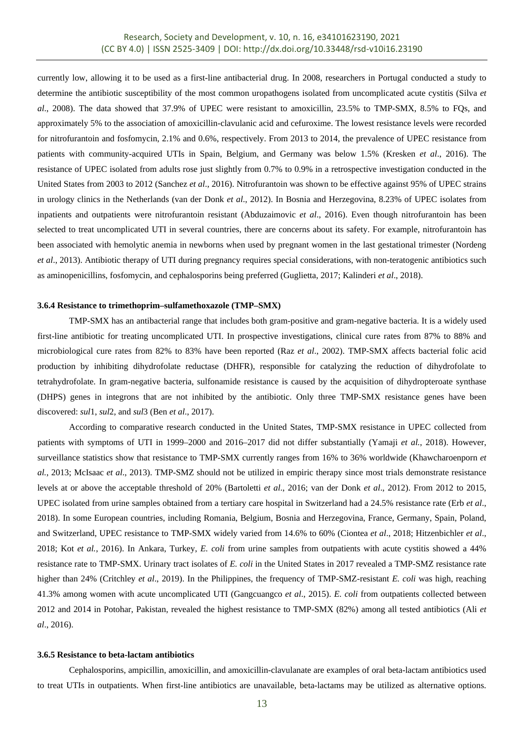currently low, allowing it to be used as a first-line antibacterial drug. In 2008, researchers in Portugal conducted a study to determine the antibiotic susceptibility of the most common uropathogens isolated from uncomplicated acute cystitis (Silva *et al*., 2008). The data showed that 37.9% of UPEC were resistant to amoxicillin, 23.5% to TMP-SMX, 8.5% to FQs, and approximately 5% to the association of amoxicillin-clavulanic acid and cefuroxime. The lowest resistance levels were recorded for nitrofurantoin and fosfomycin, 2.1% and 0.6%, respectively. From 2013 to 2014, the prevalence of UPEC resistance from patients with community-acquired UTIs in Spain, Belgium, and Germany was below 1.5% (Kresken *et al*., 2016). The resistance of UPEC isolated from adults rose just slightly from 0.7% to 0.9% in a retrospective investigation conducted in the United States from 2003 to 2012 (Sanchez *et al*., 2016). Nitrofurantoin was shown to be effective against 95% of UPEC strains in urology clinics in the Netherlands (van der Donk *et al*., 2012). In Bosnia and Herzegovina, 8.23% of UPEC isolates from inpatients and outpatients were nitrofurantoin resistant (Abduzaimovic *et al*., 2016). Even though nitrofurantoin has been selected to treat uncomplicated UTI in several countries, there are concerns about its safety. For example, nitrofurantoin has been associated with hemolytic anemia in newborns when used by pregnant women in the last gestational trimester (Nordeng *et al*., 2013). Antibiotic therapy of UTI during pregnancy requires special considerations, with non-teratogenic antibiotics such as aminopenicillins, fosfomycin, and cephalosporins being preferred (Guglietta, 2017; Kalinderi *et al*., 2018).

#### 3.6.4 Resistance to trimethoprim–sulfamethoxazole (TMP–SMX)

TMP-SMX has an antibacterial range that includes both gram-positive and gram-negative bacteria. It is a widely used first-line antibiotic for treating uncomplicated UTI. In prospective investigations, clinical cure rates from 87% to 88% and microbiological cure rates from 82% to 83% have been reported (Raz *et al*., 2002). TMP-SMX affects bacterial folic acid production by inhibiting dihydrofolate reductase (DHFR), responsible for catalyzing the reduction of dihydrofolate to tetrahydrofolate. In gram-negative bacteria, sulfonamide resistance is caused by the acquisition of dihydropteroate synthase (DHPS) genes in integrons that are not inhibited by the antibiotic. Only three TMP-SMX resistance genes have been discovered: *sul*1, *sul*2, and *sul*3 (Ben *et al*., 2017).

According to comparative research conducted in the United States, TMP-SMX resistance in UPEC collected from patients with symptoms of UTI in 1999–2000 and 2016–2017 did not differ substantially (Yamaji *et al.*, 2018). However, surveillance statistics show that resistance to TMP-SMX currently ranges from 16% to 36% worldwide (Khawcharoenporn *et al.*, 2013; McIsaac *et al*., 2013). TMP-SMZ should not be utilized in empiric therapy since most trials demonstrate resistance levels at or above the acceptable threshold of 20% (Bartoletti *et al*., 2016; van der Donk *et al*., 2012). From 2012 to 2015, UPEC isolated from urine samples obtained from a tertiary care hospital in Switzerland had a 24.5% resistance rate (Erb *et al*., 2018). In some European countries, including Romania, Belgium, Bosnia and Herzegovina, France, Germany, Spain, Poland, and Switzerland, UPEC resistance to TMP-SMX widely varied from 14.6% to 60% (Ciontea *et al*., 2018; Hitzenbichler *et al*., 2018; Kot *et al.*, 2016). In Ankara, Turkey, *E. coli* from urine samples from outpatients with acute cystitis showed a 44% resistance rate to TMP-SMX. Urinary tract isolates of *E. coli* in the United States in 2017 revealed a TMP-SMZ resistance rate higher than 24% (Critchley *et al*., 2019). In the Philippines, the frequency of TMP-SMZ-resistant *E. coli* was high, reaching 41.3% among women with acute uncomplicated UTI (Gangcuangco *et al*., 2015). *E. coli* from outpatients collected between 2012 and 2014 in Potohar, Pakistan, revealed the highest resistance to TMP-SMX (82%) among all tested antibiotics (Ali *et al*., 2016).

#### 3.6.5 Resistance to beta-lactam antibiotics

Cephalosporins, ampicillin, amoxicillin, and amoxicillin-clavulanate are examples of oral beta-lactam antibiotics used to treat UTIs in outpatients. When first-line antibiotics are unavailable, beta-lactams may be utilized as alternative options.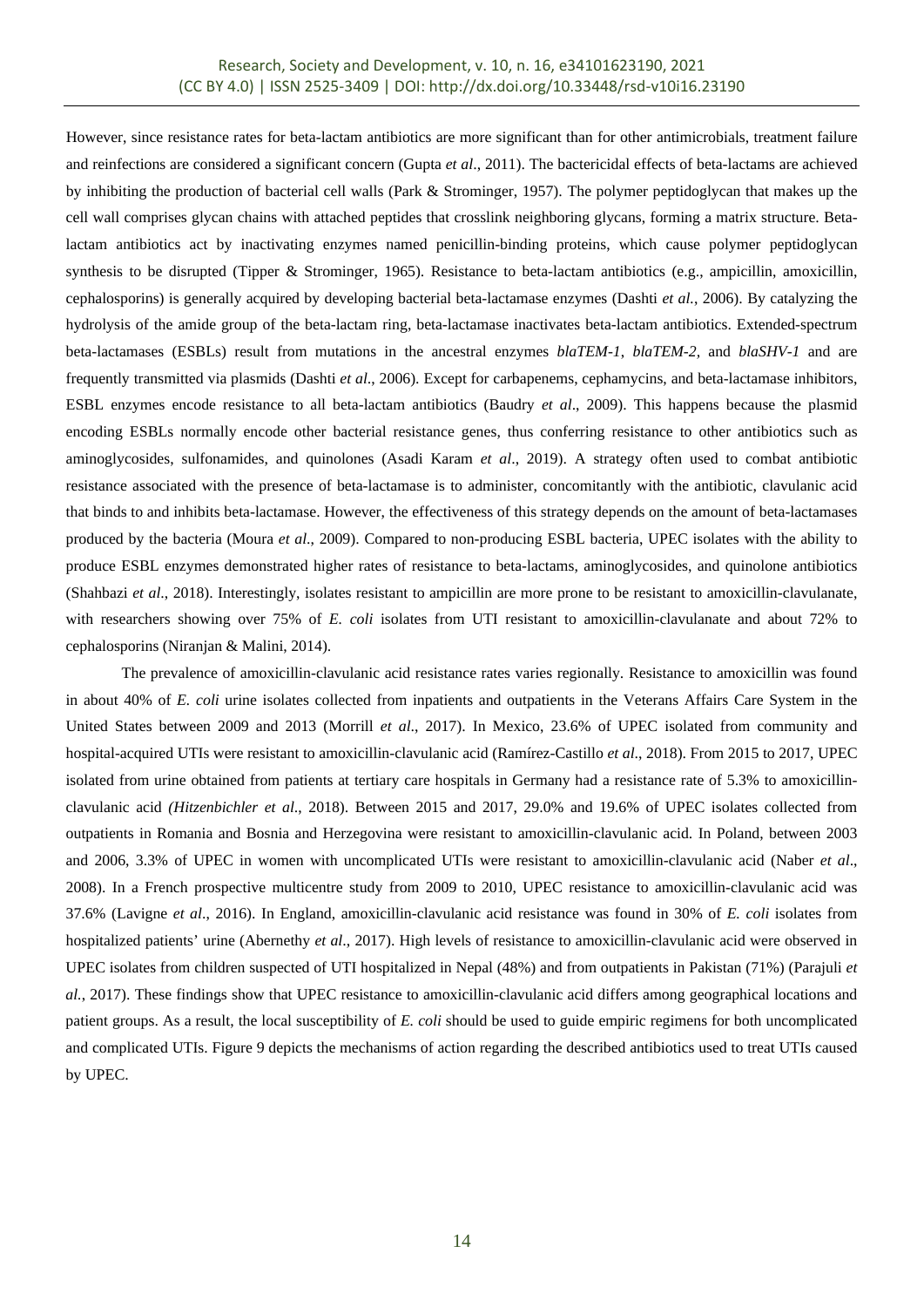However, since resistance rates for beta-lactam antibiotics are more significant than for other antimicrobials, treatment failure and reinfections are considered a significant concern (Gupta *et al*., 2011). The bactericidal effects of beta-lactams are achieved by inhibiting the production of bacterial cell walls (Park & Strominger, 1957). The polymer peptidoglycan that makes up the cell wall comprises glycan chains with attached peptides that crosslink neighboring glycans, forming a matrix structure. Beta-lactam antibiotics act by inactivating enzymes named penicillin-binding proteins, which cause polymer peptidoglycan synthesis to be disrupted (Tipper & Strominger, 1965). Resistance to beta-lactam antibiotics (e.g., ampicillin, amoxicillin, cephalosporins) is generally acquired by developing bacterial beta-lactamase enzymes (Dashti *et al.*, 2006). By catalyzing the hydrolysis of the amide group of the beta-lactam ring, beta-lactamase inactivates beta-lactam antibiotics. Extended-spectrum beta-lactamases (ESBLs) result from mutations in the ancestral enzymes *blaTEM-1*, *blaTEM-2,* and *blaSHV-1* and are frequently transmitted via plasmids (Dashti *et al*., 2006). Except for carbapenems, cephamycins, and beta-lactamase inhibitors, ESBL enzymes encode resistance to all beta-lactam antibiotics (Baudry *et al*., 2009). This happens because the plasmid encoding ESBLs normally encode other bacterial resistance genes, thus conferring resistance to other antibiotics such as aminoglycosides, sulfonamides, and quinolones (Asadi Karam *et al*., 2019). A strategy often used to combat antibiotic resistance associated with the presence of beta-lactamase is to administer, concomitantly with the antibiotic, clavulanic acid that binds to and inhibits beta-lactamase. However, the effectiveness of this strategy depends on the amount of beta-lactamases produced by the bacteria (Moura *et al*., 2009). Compared to non-producing ESBL bacteria, UPEC isolates with the ability to produce ESBL enzymes demonstrated higher rates of resistance to beta-lactams, aminoglycosides, and quinolone antibiotics (Shahbazi *et al*., 2018). Interestingly, isolates resistant to ampicillin are more prone to be resistant to amoxicillin-clavulanate, with researchers showing over 75% of *E. coli* isolates from UTI resistant to amoxicillin-clavulanate and about 72% to cephalosporins (Niranjan & Malini, 2014).

The prevalence of amoxicillin-clavulanic acid resistance rates varies regionally. Resistance to amoxicillin was found in about 40% of *E. coli* urine isolates collected from inpatients and outpatients in the Veterans Affairs Care System in the United States between 2009 and 2013 (Morrill *et al*., 2017). In Mexico, 23.6% of UPEC isolated from community and hospital-acquired UTIs were resistant to amoxicillin-clavulanic acid (Ramírez-Castillo *et al*., 2018). From 2015 to 2017, UPEC isolated from urine obtained from patients at tertiary care hospitals in Germany had a resistance rate of 5.3% to amoxicillin-clavulanic acid *(Hitzenbichler et al*., 2018). Between 2015 and 2017, 29.0% and 19.6% of UPEC isolates collected from outpatients in Romania and Bosnia and Herzegovina were resistant to amoxicillin-clavulanic acid. In Poland, between 2003 and 2006, 3.3% of UPEC in women with uncomplicated UTIs were resistant to amoxicillin-clavulanic acid (Naber *et al*., 2008). In a French prospective multicentre study from 2009 to 2010, UPEC resistance to amoxicillin-clavulanic acid was 37.6% (Lavigne *et al*., 2016). In England, amoxicillin-clavulanic acid resistance was found in 30% of *E. coli* isolates from hospitalized patients' urine (Abernethy *et al*., 2017). High levels of resistance to amoxicillin-clavulanic acid were observed in UPEC isolates from children suspected of UTI hospitalized in Nepal (48%) and from outpatients in Pakistan (71%) (Parajuli *et al.*, 2017). These findings show that UPEC resistance to amoxicillin-clavulanic acid differs among geographical locations and patient groups. As a result, the local susceptibility of *E. coli* should be used to guide empiric regimens for both uncomplicated and complicated UTIs. Figure 9 depicts the mechanisms of action regarding the described antibiotics used to treat UTIs caused by UPEC.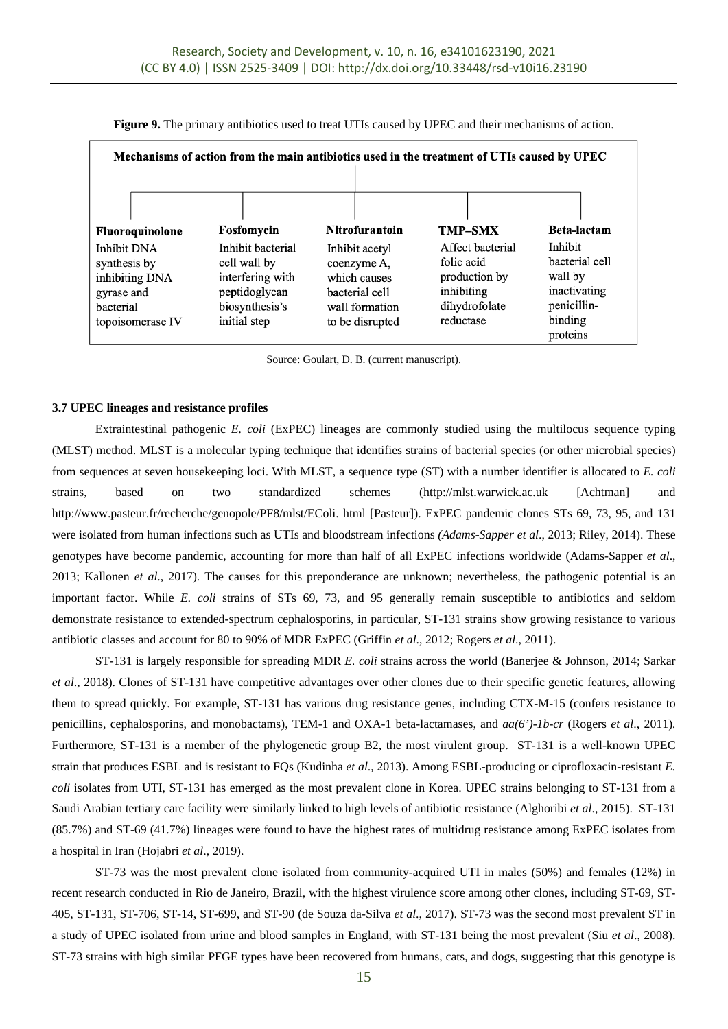**Figure 9.** The primary antibiotics used to treat UTIs caused by UPEC and their mechanisms of action.

**Mechanisms of action from the main antibiotics used in the treatment of UTIs caused by UPEC**

| Fluoroquinolone | Fosfomycin | Nitrofurantoin | TMP–SMX | Beta-lactam |
|---|---|---|---|---|
| Inhibit DNA synthesis by inhibiting DNA gyrase and bacterial topoisomerase IV | Inhibit bacterial cell wall by interfering with peptidoglycan biosynthesis's initial step | Inhibit acetyl coenzyme A, which causes bacterial cell wall formation to be disrupted | Affect bacterial folic acid production by inhibiting dihydrofolate reductase | Inhibit bacterial cell wall by inactivating penicillin-binding proteins |

Source: Goulart, D. B. (current manuscript).

### 3.7 UPEC lineages and resistance profiles

Extraintestinal pathogenic *E. coli* (ExPEC) lineages are commonly studied using the multilocus sequence typing (MLST) method. MLST is a molecular typing technique that identifies strains of bacterial species (or other microbial species) from sequences at seven housekeeping loci. With MLST, a sequence type (ST) with a number identifier is allocated to *E. coli* strains, based on two standardized schemes (http://mlst.warwick.ac.uk [Achtman] and http://www.pasteur.fr/recherche/genopole/PF8/mlst/EColi. html [Pasteur]). ExPEC pandemic clones STs 69, 73, 95, and 131 were isolated from human infections such as UTIs and bloodstream infections *(Adams-Sapper et al*., 2013; Riley, 2014). These genotypes have become pandemic, accounting for more than half of all ExPEC infections worldwide (Adams-Sapper *et al*., 2013; Kallonen *et al*., 2017). The causes for this preponderance are unknown; nevertheless, the pathogenic potential is an important factor. While *E. coli* strains of STs 69, 73, and 95 generally remain susceptible to antibiotics and seldom demonstrate resistance to extended-spectrum cephalosporins, in particular, ST-131 strains show growing resistance to various antibiotic classes and account for 80 to 90% of MDR ExPEC (Griffin *et al*., 2012; Rogers *et al*., 2011).

ST-131 is largely responsible for spreading MDR *E. coli* strains across the world (Banerjee & Johnson, 2014; Sarkar *et al*., 2018). Clones of ST-131 have competitive advantages over other clones due to their specific genetic features, allowing them to spread quickly. For example, ST-131 has various drug resistance genes, including CTX-M-15 (confers resistance to penicillins, cephalosporins, and monobactams), TEM-1 and OXA-1 beta-lactamases, and *aa(6')-1b-cr* (Rogers *et al*., 2011). Furthermore, ST-131 is a member of the phylogenetic group B2, the most virulent group. ST-131 is a well-known UPEC strain that produces ESBL and is resistant to FQs (Kudinha *et al*., 2013). Among ESBL-producing or ciprofloxacin-resistant *E. coli* isolates from UTI, ST-131 has emerged as the most prevalent clone in Korea. UPEC strains belonging to ST-131 from a Saudi Arabian tertiary care facility were similarly linked to high levels of antibiotic resistance (Alghoribi *et al*., 2015). ST-131 (85.7%) and ST-69 (41.7%) lineages were found to have the highest rates of multidrug resistance among ExPEC isolates from a hospital in Iran (Hojabri *et al*., 2019).

ST-73 was the most prevalent clone isolated from community-acquired UTI in males (50%) and females (12%) in recent research conducted in Rio de Janeiro, Brazil, with the highest virulence score among other clones, including ST-69, ST-405, ST-131, ST-706, ST-14, ST-699, and ST-90 (de Souza da-Silva *et al*., 2017). ST-73 was the second most prevalent ST in a study of UPEC isolated from urine and blood samples in England, with ST-131 being the most prevalent (Siu *et al*., 2008). ST-73 strains with high similar PFGE types have been recovered from humans, cats, and dogs, suggesting that this genotype is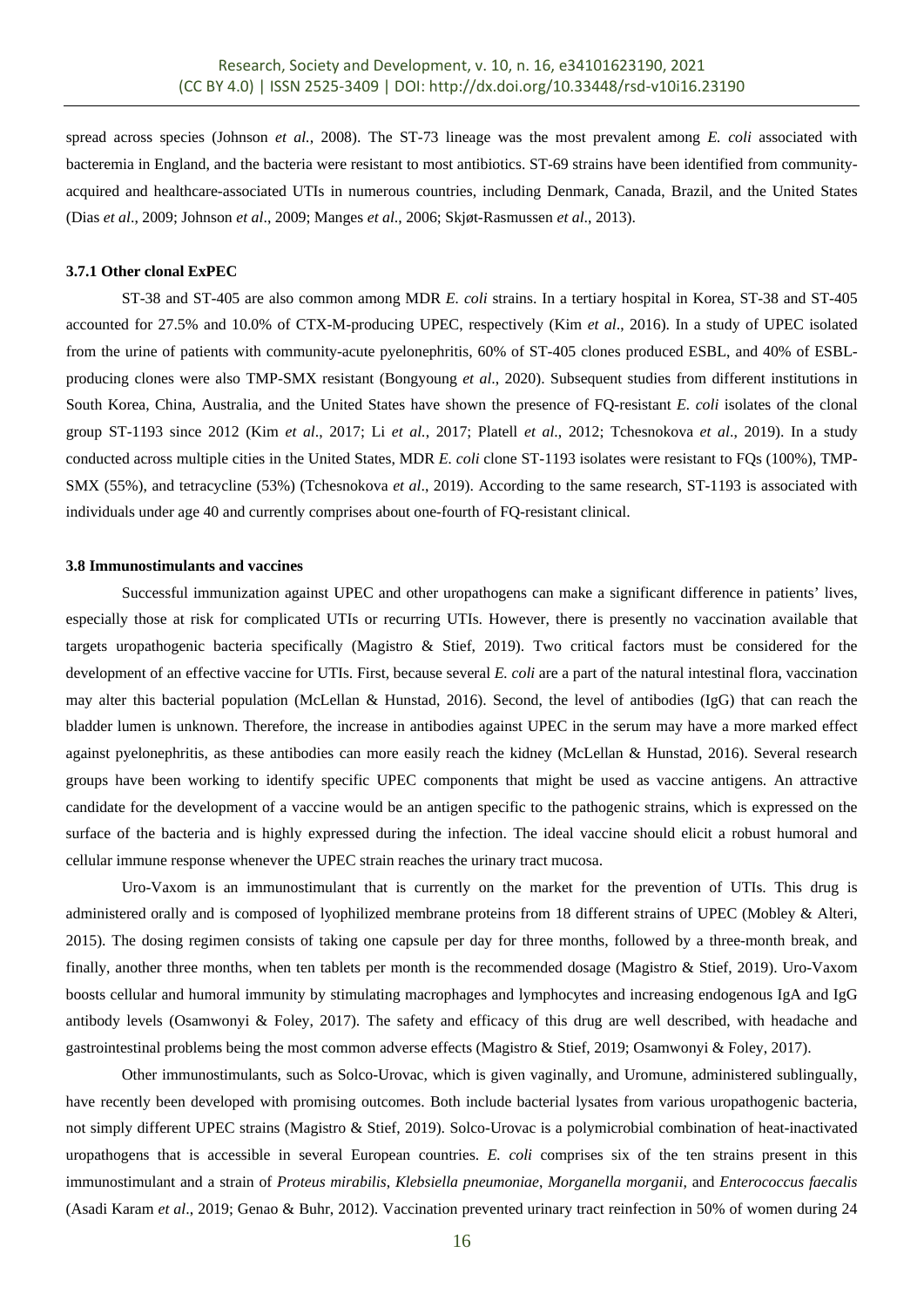spread across species (Johnson *et al.*, 2008). The ST-73 lineage was the most prevalent among *E. coli* associated with bacteremia in England, and the bacteria were resistant to most antibiotics. ST-69 strains have been identified from community-acquired and healthcare-associated UTIs in numerous countries, including Denmark, Canada, Brazil, and the United States (Dias *et al*., 2009; Johnson *et al*., 2009; Manges *et al*., 2006; Skjøt-Rasmussen *et al*., 2013).

### 3.7.1 Other clonal ExPEC

ST-38 and ST-405 are also common among MDR *E. coli* strains. In a tertiary hospital in Korea, ST-38 and ST-405 accounted for 27.5% and 10.0% of CTX-M-producing UPEC, respectively (Kim *et al*., 2016). In a study of UPEC isolated from the urine of patients with community-acute pyelonephritis, 60% of ST-405 clones produced ESBL, and 40% of ESBL-producing clones were also TMP-SMX resistant (Bongyoung *et al*., 2020). Subsequent studies from different institutions in South Korea, China, Australia, and the United States have shown the presence of FQ-resistant *E. coli* isolates of the clonal group ST-1193 since 2012 (Kim *et al*., 2017; Li *et al.*, 2017; Platell *et al*., 2012; Tchesnokova *et al*., 2019). In a study conducted across multiple cities in the United States, MDR *E. coli* clone ST-1193 isolates were resistant to FQs (100%), TMP-SMX (55%), and tetracycline (53%) (Tchesnokova *et al*., 2019). According to the same research, ST-1193 is associated with individuals under age 40 and currently comprises about one-fourth of FQ-resistant clinical.

### 3.8 Immunostimulants and vaccines

Successful immunization against UPEC and other uropathogens can make a significant difference in patients' lives, especially those at risk for complicated UTIs or recurring UTIs. However, there is presently no vaccination available that targets uropathogenic bacteria specifically (Magistro & Stief, 2019). Two critical factors must be considered for the development of an effective vaccine for UTIs. First, because several *E. coli* are a part of the natural intestinal flora, vaccination may alter this bacterial population (McLellan & Hunstad, 2016). Second, the level of antibodies (IgG) that can reach the bladder lumen is unknown. Therefore, the increase in antibodies against UPEC in the serum may have a more marked effect against pyelonephritis, as these antibodies can more easily reach the kidney (McLellan & Hunstad, 2016). Several research groups have been working to identify specific UPEC components that might be used as vaccine antigens. An attractive candidate for the development of a vaccine would be an antigen specific to the pathogenic strains, which is expressed on the surface of the bacteria and is highly expressed during the infection. The ideal vaccine should elicit a robust humoral and cellular immune response whenever the UPEC strain reaches the urinary tract mucosa.

Uro-Vaxom is an immunostimulant that is currently on the market for the prevention of UTIs. This drug is administered orally and is composed of lyophilized membrane proteins from 18 different strains of UPEC (Mobley & Alteri, 2015). The dosing regimen consists of taking one capsule per day for three months, followed by a three-month break, and finally, another three months, when ten tablets per month is the recommended dosage (Magistro & Stief, 2019). Uro-Vaxom boosts cellular and humoral immunity by stimulating macrophages and lymphocytes and increasing endogenous IgA and IgG antibody levels (Osamwonyi & Foley, 2017). The safety and efficacy of this drug are well described, with headache and gastrointestinal problems being the most common adverse effects (Magistro & Stief, 2019; Osamwonyi & Foley, 2017).

Other immunostimulants, such as Solco-Urovac, which is given vaginally, and Uromune, administered sublingually, have recently been developed with promising outcomes. Both include bacterial lysates from various uropathogenic bacteria, not simply different UPEC strains (Magistro & Stief, 2019). Solco-Urovac is a polymicrobial combination of heat-inactivated uropathogens that is accessible in several European countries. *E. coli* comprises six of the ten strains present in this immunostimulant and a strain of *Proteus mirabilis*, *Klebsiella pneumoniae*, *Morganella morganii*, and *Enterococcus faecalis* (Asadi Karam *et al*., 2019; Genao & Buhr, 2012). Vaccination prevented urinary tract reinfection in 50% of women during 24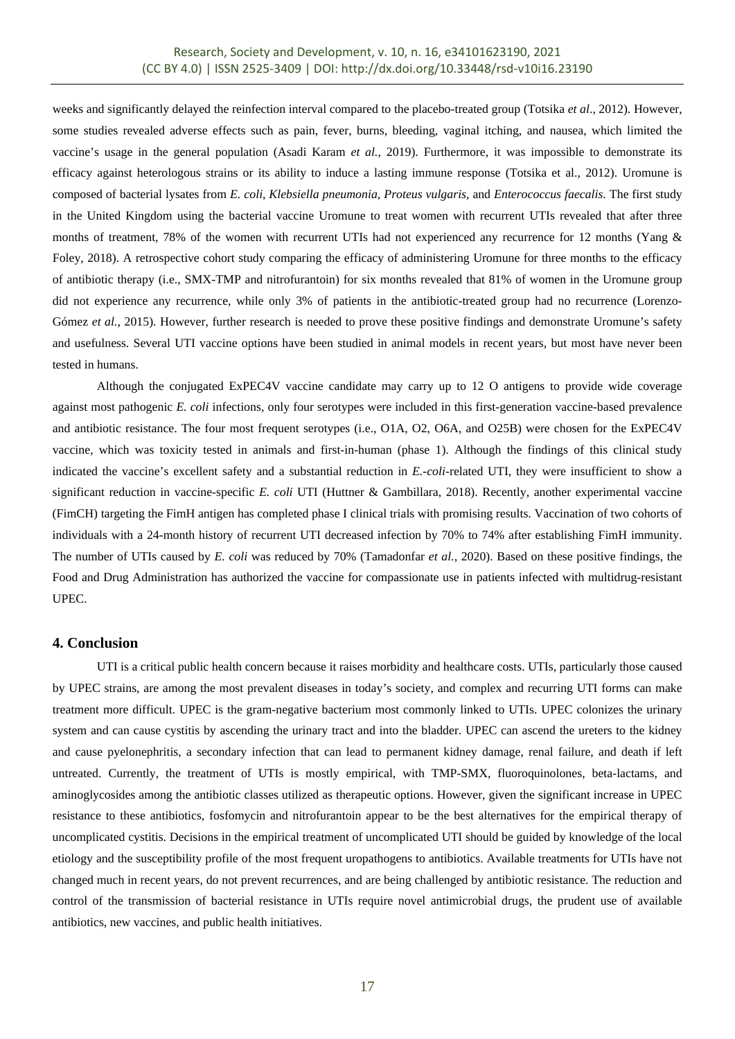weeks and significantly delayed the reinfection interval compared to the placebo-treated group (Totsika *et al*., 2012). However, some studies revealed adverse effects such as pain, fever, burns, bleeding, vaginal itching, and nausea, which limited the vaccine's usage in the general population (Asadi Karam *et al.*, 2019). Furthermore, it was impossible to demonstrate its efficacy against heterologous strains or its ability to induce a lasting immune response (Totsika et al., 2012). Uromune is composed of bacterial lysates from *E. coli*, *Klebsiella pneumonia*, *Proteus vulgaris*, and *Enterococcus faecalis.* The first study in the United Kingdom using the bacterial vaccine Uromune to treat women with recurrent UTIs revealed that after three months of treatment, 78% of the women with recurrent UTIs had not experienced any recurrence for 12 months (Yang & Foley, 2018). A retrospective cohort study comparing the efficacy of administering Uromune for three months to the efficacy of antibiotic therapy (i.e., SMX-TMP and nitrofurantoin) for six months revealed that 81% of women in the Uromune group did not experience any recurrence, while only 3% of patients in the antibiotic-treated group had no recurrence (Lorenzo-Gómez *et al.*, 2015). However, further research is needed to prove these positive findings and demonstrate Uromune's safety and usefulness. Several UTI vaccine options have been studied in animal models in recent years, but most have never been tested in humans.

Although the conjugated ExPEC4V vaccine candidate may carry up to 12 O antigens to provide wide coverage against most pathogenic *E. coli* infections, only four serotypes were included in this first-generation vaccine-based prevalence and antibiotic resistance. The four most frequent serotypes (i.e., O1A, O2, O6A, and O25B) were chosen for the ExPEC4V vaccine, which was toxicity tested in animals and first-in-human (phase 1). Although the findings of this clinical study indicated the vaccine's excellent safety and a substantial reduction in *E.-coli*-related UTI, they were insufficient to show a significant reduction in vaccine-specific *E. coli* UTI (Huttner & Gambillara, 2018). Recently, another experimental vaccine (FimCH) targeting the FimH antigen has completed phase I clinical trials with promising results. Vaccination of two cohorts of individuals with a 24-month history of recurrent UTI decreased infection by 70% to 74% after establishing FimH immunity. The number of UTIs caused by *E. coli* was reduced by 70% (Tamadonfar *et al.*, 2020). Based on these positive findings, the Food and Drug Administration has authorized the vaccine for compassionate use in patients infected with multidrug-resistant UPEC.

## 4. Conclusion

UTI is a critical public health concern because it raises morbidity and healthcare costs. UTIs, particularly those caused by UPEC strains, are among the most prevalent diseases in today's society, and complex and recurring UTI forms can make treatment more difficult. UPEC is the gram-negative bacterium most commonly linked to UTIs. UPEC colonizes the urinary system and can cause cystitis by ascending the urinary tract and into the bladder. UPEC can ascend the ureters to the kidney and cause pyelonephritis, a secondary infection that can lead to permanent kidney damage, renal failure, and death if left untreated. Currently, the treatment of UTIs is mostly empirical, with TMP-SMX, fluoroquinolones, beta-lactams, and aminoglycosides among the antibiotic classes utilized as therapeutic options. However, given the significant increase in UPEC resistance to these antibiotics, fosfomycin and nitrofurantoin appear to be the best alternatives for the empirical therapy of uncomplicated cystitis. Decisions in the empirical treatment of uncomplicated UTI should be guided by knowledge of the local etiology and the susceptibility profile of the most frequent uropathogens to antibiotics. Available treatments for UTIs have not changed much in recent years, do not prevent recurrences, and are being challenged by antibiotic resistance. The reduction and control of the transmission of bacterial resistance in UTIs require novel antimicrobial drugs, the prudent use of available antibiotics, new vaccines, and public health initiatives.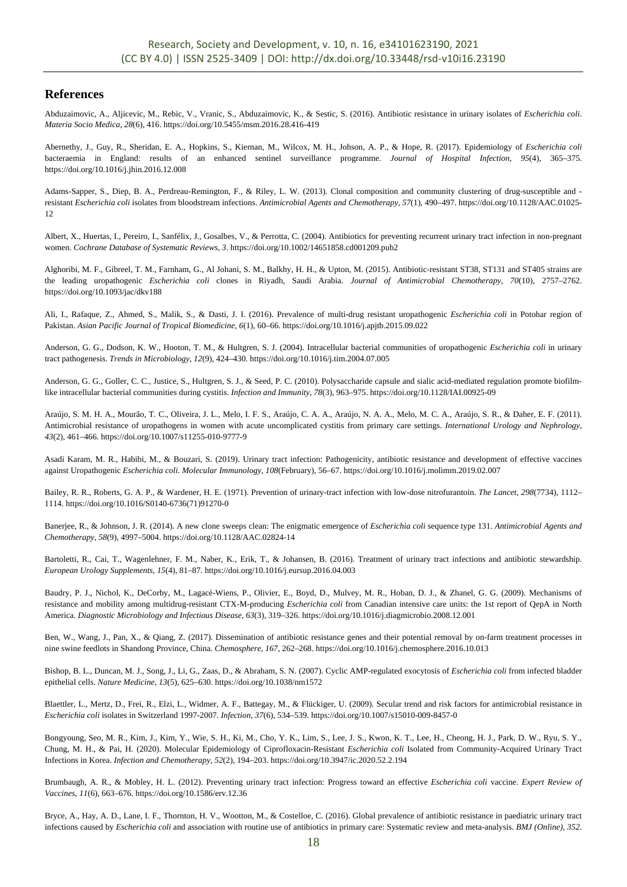## References

Abduzaimovic, A., Aljicevic, M., Rebic, V., Vranic, S., Abduzaimovic, K., & Sestic, S. (2016). Antibiotic resistance in urinary isolates of *Escherichia coli*. *Materia Socio Medica*, *28*(6), 416. https://doi.org/10.5455/msm.2016.28.416-419

Abernethy, J., Guy, R., Sheridan, E. A., Hopkins, S., Kiernan, M., Wilcox, M. H., Johson, A. P., & Hope, R. (2017). Epidemiology of *Escherichia coli* bacteraemia in England: results of an enhanced sentinel surveillance programme. *Journal of Hospital Infection*, *95*(4), 365–375. https://doi.org/10.1016/j.jhin.2016.12.008

Adams-Sapper, S., Diep, B. A., Perdreau-Remington, F., & Riley, L. W. (2013). Clonal composition and community clustering of drug-susceptible and -resistant *Escherichia coli* isolates from bloodstream infections. *Antimicrobial Agents and Chemotherapy*, *57*(1), 490–497. https://doi.org/10.1128/AAC.01025-12

Albert, X., Huertas, I., Pereiro, I., Sanfélix, J., Gosalbes, V., & Perrotta, C. (2004). Antibiotics for preventing recurrent urinary tract infection in non-pregnant women. *Cochrane Database of Systematic Reviews*, *3*. https://doi.org/10.1002/14651858.cd001209.pub2

Alghoribi, M. F., Gibreel, T. M., Farnham, G., Al Johani, S. M., Balkhy, H. H., & Upton, M. (2015). Antibiotic-resistant ST38, ST131 and ST405 strains are the leading uropathogenic *Escherichia coli* clones in Riyadh, Saudi Arabia. *Journal of Antimicrobial Chemotherapy*, *70*(10), 2757–2762. https://doi.org/10.1093/jac/dkv188

Ali, I., Rafaque, Z., Ahmed, S., Malik, S., & Dasti, J. I. (2016). Prevalence of multi-drug resistant uropathogenic *Escherichia coli* in Potohar region of Pakistan. *Asian Pacific Journal of Tropical Biomedicine*, *6*(1), 60–66. https://doi.org/10.1016/j.apjtb.2015.09.022

Anderson, G. G., Dodson, K. W., Hooton, T. M., & Hultgren, S. J. (2004). Intracellular bacterial communities of uropathogenic *Escherichia coli* in urinary tract pathogenesis. *Trends in Microbiology*, *12*(9), 424–430. https://doi.org/10.1016/j.tim.2004.07.005

Anderson, G. G., Goller, C. C., Justice, S., Hultgren, S. J., & Seed, P. C. (2010). Polysaccharide capsule and sialic acid-mediated regulation promote biofilm-like intracellular bacterial communities during cystitis. *Infection and Immunity*, *78*(3), 963–975. https://doi.org/10.1128/IAI.00925-09

Araújo, S. M. H. A., Mourão, T. C., Oliveira, J. L., Melo, I. F. S., Araújo, C. A. A., Araújo, N. A. A., Melo, M. C. A., Araújo, S. R., & Daher, E. F. (2011). Antimicrobial resistance of uropathogens in women with acute uncomplicated cystitis from primary care settings. *International Urology and Nephrology*, *43*(2), 461–466. https://doi.org/10.1007/s11255-010-9777-9

Asadi Karam, M. R., Habibi, M., & Bouzari, S. (2019). Urinary tract infection: Pathogenicity, antibiotic resistance and development of effective vaccines against Uropathogenic *Escherichia coli*. *Molecular Immunology*, *108*(February), 56–67. https://doi.org/10.1016/j.molimm.2019.02.007

Bailey, R. R., Roberts, G. A. P., & Wardener, H. E. (1971). Prevention of urinary-tract infection with low-dose nitrofurantoin. *The Lancet*, *298*(7734), 1112–1114. https://doi.org/10.1016/S0140-6736(71)91270-0

Banerjee, R., & Johnson, J. R. (2014). A new clone sweeps clean: The enigmatic emergence of *Escherichia coli* sequence type 131. *Antimicrobial Agents and Chemotherapy*, *58*(9), 4997–5004. https://doi.org/10.1128/AAC.02824-14

Bartoletti, R., Cai, T., Wagenlehner, F. M., Naber, K., Erik, T., & Johansen, B. (2016). Treatment of urinary tract infections and antibiotic stewardship. *European Urology Supplements*, *15*(4), 81–87. https://doi.org/10.1016/j.eursup.2016.04.003

Baudry, P. J., Nichol, K., DeCorby, M., Lagacé-Wiens, P., Olivier, E., Boyd, D., Mulvey, M. R., Hoban, D. J., & Zhanel, G. G. (2009). Mechanisms of resistance and mobility among multidrug-resistant CTX-M-producing *Escherichia coli* from Canadian intensive care units: the 1st report of QepA in North America. *Diagnostic Microbiology and Infectious Disease*, *63*(3), 319–326. https://doi.org/10.1016/j.diagmicrobio.2008.12.001

Ben, W., Wang, J., Pan, X., & Qiang, Z. (2017). Dissemination of antibiotic resistance genes and their potential removal by on-farm treatment processes in nine swine feedlots in Shandong Province, China. *Chemosphere*, *167*, 262–268. https://doi.org/10.1016/j.chemosphere.2016.10.013

Bishop, B. L., Duncan, M. J., Song, J., Li, G., Zaas, D., & Abraham, S. N. (2007). Cyclic AMP-regulated exocytosis of *Escherichia coli* from infected bladder epithelial cells. *Nature Medicine*, *13*(5), 625–630. https://doi.org/10.1038/nm1572

Blaettler, L., Mertz, D., Frei, R., Elzi, L., Widmer, A. F., Battegay, M., & Flückiger, U. (2009). Secular trend and risk factors for antimicrobial resistance in *Escherichia coli* isolates in Switzerland 1997-2007. *Infection*, *37*(6), 534–539. https://doi.org/10.1007/s15010-009-8457-0

Bongyoung, Seo, M. R., Kim, J., Kim, Y., Wie, S. H., Ki, M., Cho, Y. K., Lim, S., Lee, J. S., Kwon, K. T., Lee, H., Cheong, H. J., Park, D. W., Ryu, S. Y., Chung, M. H., & Pai, H. (2020). Molecular Epidemiology of Ciprofloxacin-Resistant *Escherichia coli* Isolated from Community-Acquired Urinary Tract Infections in Korea. *Infection and Chemotherapy*, *52*(2), 194–203. https://doi.org/10.3947/ic.2020.52.2.194

Brumbaugh, A. R., & Mobley, H. L. (2012). Preventing urinary tract infection: Progress toward an effective *Escherichia coli* vaccine. *Expert Review of Vaccines*, *11*(6), 663–676. https://doi.org/10.1586/erv.12.36

Bryce, A., Hay, A. D., Lane, I. F., Thornton, H. V., Wootton, M., & Costelloe, C. (2016). Global prevalence of antibiotic resistance in paediatric urinary tract infections caused by *Escherichia coli* and association with routine use of antibiotics in primary care: Systematic review and meta-analysis. *BMJ (Online)*, *352*.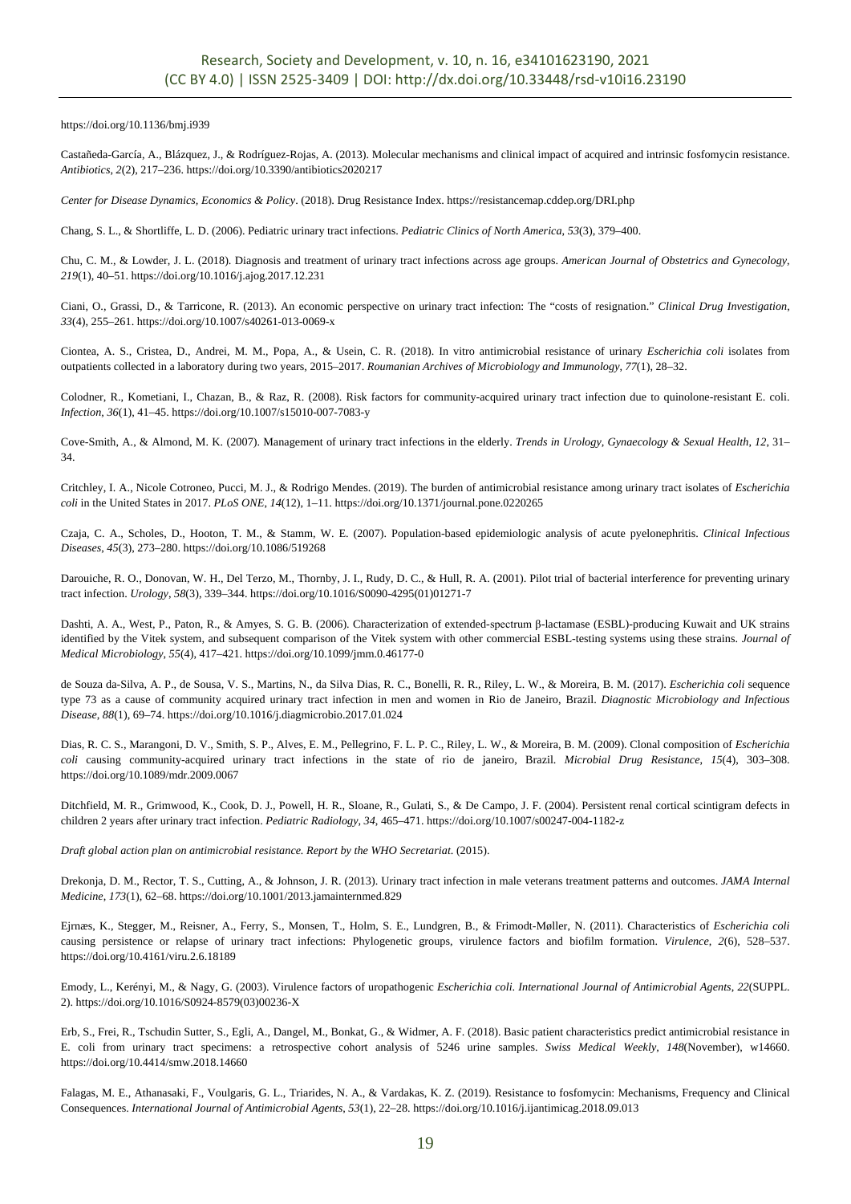https://doi.org/10.1136/bmj.i939

Castañeda-García, A., Blázquez, J., & Rodríguez-Rojas, A. (2013). Molecular mechanisms and clinical impact of acquired and intrinsic fosfomycin resistance. *Antibiotics*, *2*(2), 217–236. https://doi.org/10.3390/antibiotics2020217

*Center for Disease Dynamics, Economics & Policy*. (2018). Drug Resistance Index. https://resistancemap.cddep.org/DRI.php

Chang, S. L., & Shortliffe, L. D. (2006). Pediatric urinary tract infections. *Pediatric Clinics of North America*, *53*(3), 379–400.

Chu, C. M., & Lowder, J. L. (2018). Diagnosis and treatment of urinary tract infections across age groups. *American Journal of Obstetrics and Gynecology*, *219*(1), 40–51. https://doi.org/10.1016/j.ajog.2017.12.231

Ciani, O., Grassi, D., & Tarricone, R. (2013). An economic perspective on urinary tract infection: The "costs of resignation." *Clinical Drug Investigation*, *33*(4), 255–261. https://doi.org/10.1007/s40261-013-0069-x

Ciontea, A. S., Cristea, D., Andrei, M. M., Popa, A., & Usein, C. R. (2018). In vitro antimicrobial resistance of urinary *Escherichia coli* isolates from outpatients collected in a laboratory during two years, 2015–2017. *Roumanian Archives of Microbiology and Immunology*, *77*(1), 28–32.

Colodner, R., Kometiani, I., Chazan, B., & Raz, R. (2008). Risk factors for community-acquired urinary tract infection due to quinolone-resistant E. coli. *Infection*, *36*(1), 41–45. https://doi.org/10.1007/s15010-007-7083-y

Cove-Smith, A., & Almond, M. K. (2007). Management of urinary tract infections in the elderly. *Trends in Urology, Gynaecology & Sexual Health*, *12*, 31–34.

Critchley, I. A., Nicole Cotroneo, Pucci, M. J., & Rodrigo Mendes. (2019). The burden of antimicrobial resistance among urinary tract isolates of *Escherichia coli* in the United States in 2017. *PLoS ONE*, *14*(12), 1–11. https://doi.org/10.1371/journal.pone.0220265

Czaja, C. A., Scholes, D., Hooton, T. M., & Stamm, W. E. (2007). Population-based epidemiologic analysis of acute pyelonephritis. *Clinical Infectious Diseases*, *45*(3), 273–280. https://doi.org/10.1086/519268

Darouiche, R. O., Donovan, W. H., Del Terzo, M., Thornby, J. I., Rudy, D. C., & Hull, R. A. (2001). Pilot trial of bacterial interference for preventing urinary tract infection. *Urology*, *58*(3), 339–344. https://doi.org/10.1016/S0090-4295(01)01271-7

Dashti, A. A., West, P., Paton, R., & Amyes, S. G. B. (2006). Characterization of extended-spectrum β-lactamase (ESBL)-producing Kuwait and UK strains identified by the Vitek system, and subsequent comparison of the Vitek system with other commercial ESBL-testing systems using these strains. *Journal of Medical Microbiology*, *55*(4), 417–421. https://doi.org/10.1099/jmm.0.46177-0

de Souza da-Silva, A. P., de Sousa, V. S., Martins, N., da Silva Dias, R. C., Bonelli, R. R., Riley, L. W., & Moreira, B. M. (2017). *Escherichia coli* sequence type 73 as a cause of community acquired urinary tract infection in men and women in Rio de Janeiro, Brazil. *Diagnostic Microbiology and Infectious Disease*, *88*(1), 69–74. https://doi.org/10.1016/j.diagmicrobio.2017.01.024

Dias, R. C. S., Marangoni, D. V., Smith, S. P., Alves, E. M., Pellegrino, F. L. P. C., Riley, L. W., & Moreira, B. M. (2009). Clonal composition of *Escherichia coli* causing community-acquired urinary tract infections in the state of rio de janeiro, Brazil. *Microbial Drug Resistance*, *15*(4), 303–308. https://doi.org/10.1089/mdr.2009.0067

Ditchfield, M. R., Grimwood, K., Cook, D. J., Powell, H. R., Sloane, R., Gulati, S., & De Campo, J. F. (2004). Persistent renal cortical scintigram defects in children 2 years after urinary tract infection. *Pediatric Radiology*, *34*, 465–471. https://doi.org/10.1007/s00247-004-1182-z

*Draft global action plan on antimicrobial resistance. Report by the WHO Secretariat.* (2015).

Drekonja, D. M., Rector, T. S., Cutting, A., & Johnson, J. R. (2013). Urinary tract infection in male veterans treatment patterns and outcomes. *JAMA Internal Medicine*, *173*(1), 62–68. https://doi.org/10.1001/2013.jamainternmed.829

Ejrnæs, K., Stegger, M., Reisner, A., Ferry, S., Monsen, T., Holm, S. E., Lundgren, B., & Frimodt-Møller, N. (2011). Characteristics of *Escherichia coli* causing persistence or relapse of urinary tract infections: Phylogenetic groups, virulence factors and biofilm formation. *Virulence*, *2*(6), 528–537. https://doi.org/10.4161/viru.2.6.18189

Emody, L., Kerényi, M., & Nagy, G. (2003). Virulence factors of uropathogenic *Escherichia coli*. *International Journal of Antimicrobial Agents*, *22*(SUPPL. 2). https://doi.org/10.1016/S0924-8579(03)00236-X

Erb, S., Frei, R., Tschudin Sutter, S., Egli, A., Dangel, M., Bonkat, G., & Widmer, A. F. (2018). Basic patient characteristics predict antimicrobial resistance in E. coli from urinary tract specimens: a retrospective cohort analysis of 5246 urine samples. *Swiss Medical Weekly*, *148*(November), w14660. https://doi.org/10.4414/smw.2018.14660

Falagas, M. E., Athanasaki, F., Voulgaris, G. L., Triarides, N. A., & Vardakas, K. Z. (2019). Resistance to fosfomycin: Mechanisms, Frequency and Clinical Consequences. *International Journal of Antimicrobial Agents*, *53*(1), 22–28. https://doi.org/10.1016/j.ijantimicag.2018.09.013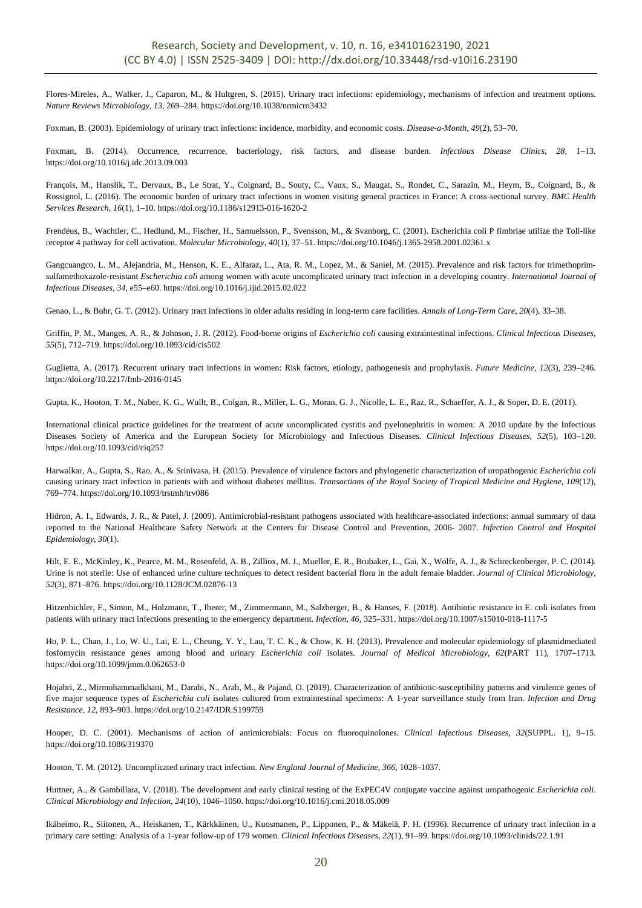Flores-Mireles, A., Walker, J., Caparon, M., & Hultgren, S. (2015). Urinary tract infections: epidemiology, mechanisms of infection and treatment options. *Nature Reviews Microbiology*, *13*, 269–284. https://doi.org/10.1038/nrmicro3432

Foxman, B. (2003). Epidemiology of urinary tract infections: incidence, morbidity, and economic costs. *Disease-a-Month*, *49*(2), 53–70.

Foxman, B. (2014). Occurrence, recurrence, bacteriology, risk factors, and disease burden. *Infectious Disease Clinics*, *28*, 1–13. https://doi.org/10.1016/j.idc.2013.09.003

François, M., Hanslik, T., Dervaux, B., Le Strat, Y., Coignard, B., Souty, C., Vaux, S., Maugat, S., Rondet, C., Sarazin, M., Heym, B., Coignard, B., & Rossignol, L. (2016). The economic burden of urinary tract infections in women visiting general practices in France: A cross-sectional survey. *BMC Health Services Research*, *16*(1), 1–10. https://doi.org/10.1186/s12913-016-1620-2

Frendéus, B., Wachtler, C., Hedlund, M., Fischer, H., Samuelsson, P., Svensson, M., & Svanborg, C. (2001). Escherichia coli P fimbriae utilize the Toll-like receptor 4 pathway for cell activation. *Molecular Microbiology*, *40*(1), 37–51. https://doi.org/10.1046/j.1365-2958.2001.02361.x

Gangcuangco, L. M., Alejandria, M., Henson, K. E., Alfaraz, L., Ata, R. M., Lopez, M., & Saniel, M. (2015). Prevalence and risk factors for trimethoprim-sulfamethoxazole-resistant *Escherichia coli* among women with acute uncomplicated urinary tract infection in a developing country. *International Journal of Infectious Diseases*, *34*, e55–e60. https://doi.org/10.1016/j.ijid.2015.02.022

Genao, L., & Buhr, G. T. (2012). Urinary tract infections in older adults residing in long-term care facilities. *Annals of Long-Term Care*, *20*(4), 33–38.

Griffin, P. M., Manges, A. R., & Johnson, J. R. (2012). Food-borne origins of *Escherichia coli* causing extraintestinal infections. *Clinical Infectious Diseases*, *55*(5), 712–719. https://doi.org/10.1093/cid/cis502

Guglietta, A. (2017). Recurrent urinary tract infections in women: Risk factors, etiology, pathogenesis and prophylaxis. *Future Medicine*, *12*(3), 239–246. https://doi.org/10.2217/fmb-2016-0145

Gupta, K., Hooton, T. M., Naber, K. G., Wullt, B., Colgan, R., Miller, L. G., Moran, G. J., Nicolle, L. E., Raz, R., Schaeffer, A. J., & Soper, D. E. (2011).

International clinical practice guidelines for the treatment of acute uncomplicated cystitis and pyelonephritis in women: A 2010 update by the Infectious Diseases Society of America and the European Society for Microbiology and Infectious Diseases. *Clinical Infectious Diseases*, *52*(5), 103–120. https://doi.org/10.1093/cid/ciq257

Harwalkar, A., Gupta, S., Rao, A., & Srinivasa, H. (2015). Prevalence of virulence factors and phylogenetic characterization of uropathogenic *Escherichia coli* causing urinary tract infection in patients with and without diabetes mellitus. *Transactions of the Royal Society of Tropical Medicine and Hygiene*, *109*(12), 769–774. https://doi.org/10.1093/trstmh/trv086

Hidron, A. I., Edwards, J. R., & Patel, J. (2009). Antimicrobial-resistant pathogens associated with healthcare-associated infections: annual summary of data reported to the National Healthcare Safety Network at the Centers for Disease Control and Prevention, 2006- 2007. *Infection Control and Hospital Epidemiology*, *30*(1).

Hilt, E. E., McKinley, K., Pearce, M. M., Rosenfeld, A. B., Zilliox, M. J., Mueller, E. R., Brubaker, L., Gai, X., Wolfe, A. J., & Schreckenberger, P. C. (2014). Urine is not sterile: Use of enhanced urine culture techniques to detect resident bacterial flora in the adult female bladder. *Journal of Clinical Microbiology*, *52*(3), 871–876. https://doi.org/10.1128/JCM.02876-13

Hitzenbichler, F., Simon, M., Holzmann, T., Iberer, M., Zimmermann, M., Salzberger, B., & Hanses, F. (2018). Antibiotic resistance in E. coli isolates from patients with urinary tract infections presenting to the emergency department. *Infection*, *46*, 325–331. https://doi.org/10.1007/s15010-018-1117-5

Ho, P. L., Chan, J., Lo, W. U., Lai, E. L., Cheung, Y. Y., Lau, T. C. K., & Chow, K. H. (2013). Prevalence and molecular epidemiology of plasmidmediated fosfomycin resistance genes among blood and urinary *Escherichia coli* isolates. *Journal of Medical Microbiology*, *62*(PART 11), 1707–1713. https://doi.org/10.1099/jmm.0.062653-0

Hojabri, Z., Mirmohammadkhani, M., Darabi, N., Arab, M., & Pajand, O. (2019). Characterization of antibiotic-susceptibility patterns and virulence genes of five major sequence types of *Escherichia coli* isolates cultured from extraintestinal specimens: A 1-year surveillance study from Iran. *Infection and Drug Resistance*, *12*, 893–903. https://doi.org/10.2147/IDR.S199759

Hooper, D. C. (2001). Mechanisms of action of antimicrobials: Focus on fluoroquinolones. *Clinical Infectious Diseases*, *32*(SUPPL. 1), 9–15. https://doi.org/10.1086/319370

Hooton, T. M. (2012). Uncomplicated urinary tract infection. *New England Journal of Medicine*, *366*, 1028–1037.

Huttner, A., & Gambillara, V. (2018). The development and early clinical testing of the ExPEC4V conjugate vaccine against uropathogenic *Escherichia coli*. *Clinical Microbiology and Infection*, *24*(10), 1046–1050. https://doi.org/10.1016/j.cmi.2018.05.009

Ikäheimo, R., Siitonen, A., Heiskanen, T., Kärkkäinen, U., Kuosmanen, P., Lipponen, P., & Mäkelä, P. H. (1996). Recurrence of urinary tract infection in a primary care setting: Analysis of a 1-year follow-up of 179 women. *Clinical Infectious Diseases*, *22*(1), 91–99. https://doi.org/10.1093/clinids/22.1.91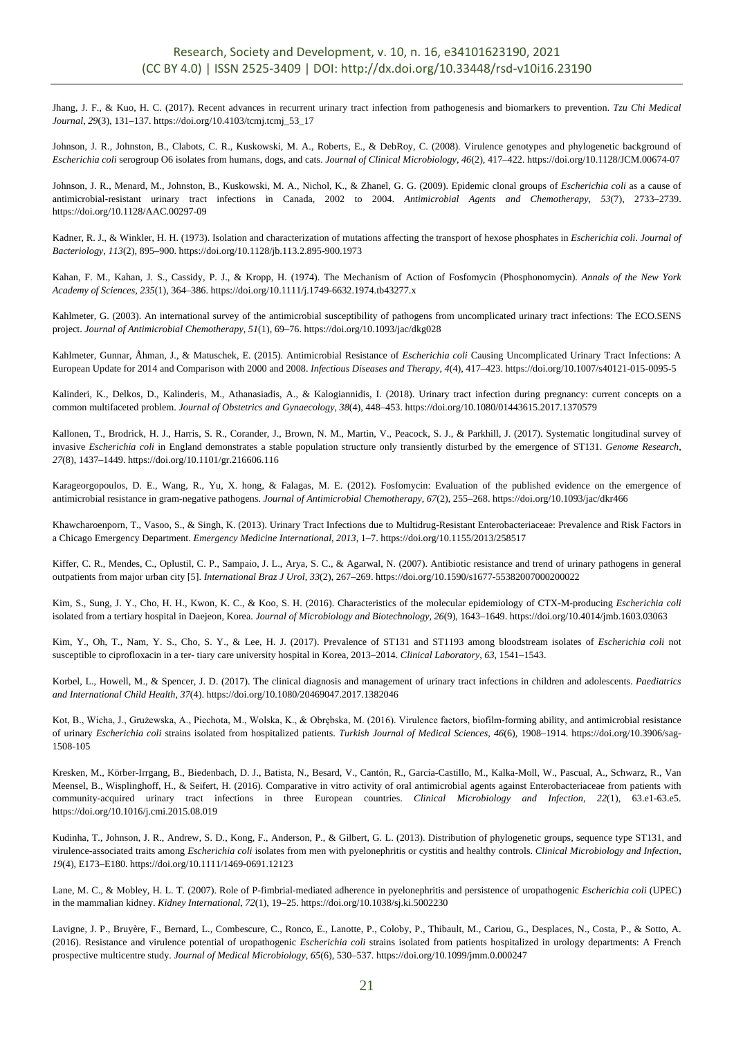Jhang, J. F., & Kuo, H. C. (2017). Recent advances in recurrent urinary tract infection from pathogenesis and biomarkers to prevention. *Tzu Chi Medical Journal*, *29*(3), 131–137. https://doi.org/10.4103/tcmj.tcmj_53_17

Johnson, J. R., Johnston, B., Clabots, C. R., Kuskowski, M. A., Roberts, E., & DebRoy, C. (2008). Virulence genotypes and phylogenetic background of *Escherichia coli* serogroup O6 isolates from humans, dogs, and cats. *Journal of Clinical Microbiology*, *46*(2), 417–422. https://doi.org/10.1128/JCM.00674-07

Johnson, J. R., Menard, M., Johnston, B., Kuskowski, M. A., Nichol, K., & Zhanel, G. G. (2009). Epidemic clonal groups of *Escherichia coli* as a cause of antimicrobial-resistant urinary tract infections in Canada, 2002 to 2004. *Antimicrobial Agents and Chemotherapy*, *53*(7), 2733–2739. https://doi.org/10.1128/AAC.00297-09

Kadner, R. J., & Winkler, H. H. (1973). Isolation and characterization of mutations affecting the transport of hexose phosphates in *Escherichia coli*. *Journal of Bacteriology*, *113*(2), 895–900. https://doi.org/10.1128/jb.113.2.895-900.1973

Kahan, F. M., Kahan, J. S., Cassidy, P. J., & Kropp, H. (1974). The Mechanism of Action of Fosfomycin (Phosphonomycin). *Annals of the New York Academy of Sciences*, *235*(1), 364–386. https://doi.org/10.1111/j.1749-6632.1974.tb43277.x

Kahlmeter, G. (2003). An international survey of the antimicrobial susceptibility of pathogens from uncomplicated urinary tract infections: The ECO.SENS project. *Journal of Antimicrobial Chemotherapy*, *51*(1), 69–76. https://doi.org/10.1093/jac/dkg028

Kahlmeter, Gunnar, Åhman, J., & Matuschek, E. (2015). Antimicrobial Resistance of *Escherichia coli* Causing Uncomplicated Urinary Tract Infections: A European Update for 2014 and Comparison with 2000 and 2008. *Infectious Diseases and Therapy*, *4*(4), 417–423. https://doi.org/10.1007/s40121-015-0095-5

Kalinderi, K., Delkos, D., Kalinderis, M., Athanasiadis, A., & Kalogiannidis, I. (2018). Urinary tract infection during pregnancy: current concepts on a common multifaceted problem. *Journal of Obstetrics and Gynaecology*, *38*(4), 448–453. https://doi.org/10.1080/01443615.2017.1370579

Kallonen, T., Brodrick, H. J., Harris, S. R., Corander, J., Brown, N. M., Martin, V., Peacock, S. J., & Parkhill, J. (2017). Systematic longitudinal survey of invasive *Escherichia coli* in England demonstrates a stable population structure only transiently disturbed by the emergence of ST131. *Genome Research*, *27*(8), 1437–1449. https://doi.org/10.1101/gr.216606.116

Karageorgopoulos, D. E., Wang, R., Yu, X. hong, & Falagas, M. E. (2012). Fosfomycin: Evaluation of the published evidence on the emergence of antimicrobial resistance in gram-negative pathogens. *Journal of Antimicrobial Chemotherapy*, *67*(2), 255–268. https://doi.org/10.1093/jac/dkr466

Khawcharoenporn, T., Vasoo, S., & Singh, K. (2013). Urinary Tract Infections due to Multidrug-Resistant Enterobacteriaceae: Prevalence and Risk Factors in a Chicago Emergency Department. *Emergency Medicine International*, *2013*, 1–7. https://doi.org/10.1155/2013/258517

Kiffer, C. R., Mendes, C., Oplustil, C. P., Sampaio, J. L., Arya, S. C., & Agarwal, N. (2007). Antibiotic resistance and trend of urinary pathogens in general outpatients from major urban city [5]. *International Braz J Urol*, *33*(2), 267–269. https://doi.org/10.1590/s1677-55382007000200022

Kim, S., Sung, J. Y., Cho, H. H., Kwon, K. C., & Koo, S. H. (2016). Characteristics of the molecular epidemiology of CTX-M-producing *Escherichia coli* isolated from a tertiary hospital in Daejeon, Korea. *Journal of Microbiology and Biotechnology*, *26*(9), 1643–1649. https://doi.org/10.4014/jmb.1603.03063

Kim, Y., Oh, T., Nam, Y. S., Cho, S. Y., & Lee, H. J. (2017). Prevalence of ST131 and ST1193 among bloodstream isolates of *Escherichia coli* not susceptible to ciprofloxacin in a ter- tiary care university hospital in Korea, 2013–2014. *Clinical Laboratory*, *63*, 1541–1543.

Korbel, L., Howell, M., & Spencer, J. D. (2017). The clinical diagnosis and management of urinary tract infections in children and adolescents. *Paediatrics and International Child Health*, *37*(4). https://doi.org/10.1080/20469047.2017.1382046

Kot, B., Wicha, J., Grużewska, A., Piechota, M., Wolska, K., & Obrębska, M. (2016). Virulence factors, biofilm-forming ability, and antimicrobial resistance of urinary *Escherichia coli* strains isolated from hospitalized patients. *Turkish Journal of Medical Sciences*, *46*(6), 1908–1914. https://doi.org/10.3906/sag-1508-105

Kresken, M., Körber-Irrgang, B., Biedenbach, D. J., Batista, N., Besard, V., Cantón, R., García-Castillo, M., Kalka-Moll, W., Pascual, A., Schwarz, R., Van Meensel, B., Wisplinghoff, H., & Seifert, H. (2016). Comparative in vitro activity of oral antimicrobial agents against Enterobacteriaceae from patients with community-acquired urinary tract infections in three European countries. *Clinical Microbiology and Infection*, *22*(1), 63.e1-63.e5. https://doi.org/10.1016/j.cmi.2015.08.019

Kudinha, T., Johnson, J. R., Andrew, S. D., Kong, F., Anderson, P., & Gilbert, G. L. (2013). Distribution of phylogenetic groups, sequence type ST131, and virulence-associated traits among *Escherichia coli* isolates from men with pyelonephritis or cystitis and healthy controls. *Clinical Microbiology and Infection*, *19*(4), E173–E180. https://doi.org/10.1111/1469-0691.12123

Lane, M. C., & Mobley, H. L. T. (2007). Role of P-fimbrial-mediated adherence in pyelonephritis and persistence of uropathogenic *Escherichia coli* (UPEC) in the mammalian kidney. *Kidney International*, *72*(1), 19–25. https://doi.org/10.1038/sj.ki.5002230

Lavigne, J. P., Bruyère, F., Bernard, L., Combescure, C., Ronco, E., Lanotte, P., Coloby, P., Thibault, M., Cariou, G., Desplaces, N., Costa, P., & Sotto, A. (2016). Resistance and virulence potential of uropathogenic *Escherichia coli* strains isolated from patients hospitalized in urology departments: A French prospective multicentre study. *Journal of Medical Microbiology*, *65*(6), 530–537. https://doi.org/10.1099/jmm.0.000247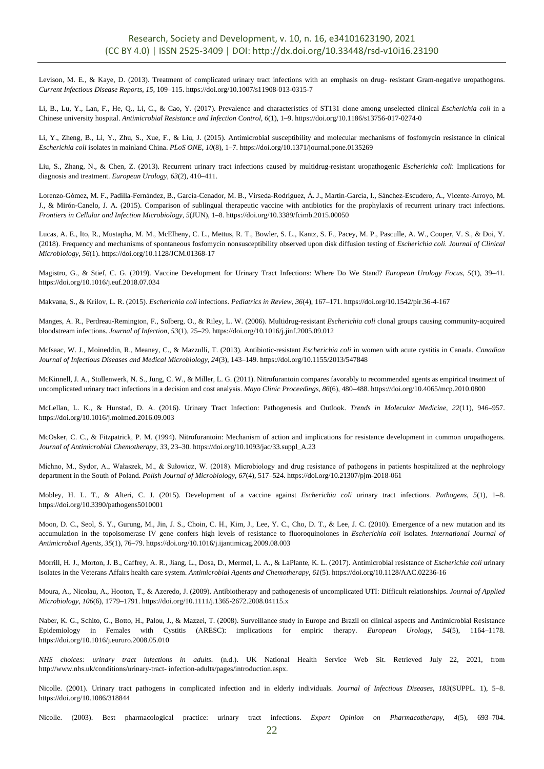Levison, M. E., & Kaye, D. (2013). Treatment of complicated urinary tract infections with an emphasis on drug- resistant Gram-negative uropathogens. *Current Infectious Disease Reports*, *15*, 109–115. https://doi.org/10.1007/s11908-013-0315-7

Li, B., Lu, Y., Lan, F., He, Q., Li, C., & Cao, Y. (2017). Prevalence and characteristics of ST131 clone among unselected clinical *Escherichia coli* in a Chinese university hospital. *Antimicrobial Resistance and Infection Control*, *6*(1), 1–9. https://doi.org/10.1186/s13756-017-0274-0

Li, Y., Zheng, B., Li, Y., Zhu, S., Xue, F., & Liu, J. (2015). Antimicrobial susceptibility and molecular mechanisms of fosfomycin resistance in clinical *Escherichia coli* isolates in mainland China. *PLoS ONE*, *10*(8), 1–7. https://doi.org/10.1371/journal.pone.0135269

Liu, S., Zhang, N., & Chen, Z. (2013). Recurrent urinary tract infections caused by multidrug-resistant uropathogenic *Escherichia coli*: Implications for diagnosis and treatment. *European Urology*, *63*(2), 410–411.

Lorenzo-Gómez, M. F., Padilla-Fernández, B., García-Cenador, M. B., Virseda-Rodríguez, Á. J., Martín-García, I., Sánchez-Escudero, A., Vicente-Arroyo, M. J., & Mirón-Canelo, J. A. (2015). Comparison of sublingual therapeutic vaccine with antibiotics for the prophylaxis of recurrent urinary tract infections. *Frontiers in Cellular and Infection Microbiology*, *5*(JUN), 1–8. https://doi.org/10.3389/fcimb.2015.00050

Lucas, A. E., Ito, R., Mustapha, M. M., McElheny, C. L., Mettus, R. T., Bowler, S. L., Kantz, S. F., Pacey, M. P., Pasculle, A. W., Cooper, V. S., & Doi, Y. (2018). Frequency and mechanisms of spontaneous fosfomycin nonsusceptibility observed upon disk diffusion testing of *Escherichia coli*. *Journal of Clinical Microbiology*, *56*(1). https://doi.org/10.1128/JCM.01368-17

Magistro, G., & Stief, C. G. (2019). Vaccine Development for Urinary Tract Infections: Where Do We Stand? *European Urology Focus*, *5*(1), 39–41. https://doi.org/10.1016/j.euf.2018.07.034

Makvana, S., & Krilov, L. R. (2015). *Escherichia coli* infections. *Pediatrics in Review*, *36*(4), 167–171. https://doi.org/10.1542/pir.36-4-167

Manges, A. R., Perdreau-Remington, F., Solberg, O., & Riley, L. W. (2006). Multidrug-resistant *Escherichia coli* clonal groups causing community-acquired bloodstream infections. *Journal of Infection*, *53*(1), 25–29. https://doi.org/10.1016/j.jinf.2005.09.012

McIsaac, W. J., Moineddin, R., Meaney, C., & Mazzulli, T. (2013). Antibiotic-resistant *Escherichia coli* in women with acute cystitis in Canada. *Canadian Journal of Infectious Diseases and Medical Microbiology*, *24*(3), 143–149. https://doi.org/10.1155/2013/547848

McKinnell, J. A., Stollenwerk, N. S., Jung, C. W., & Miller, L. G. (2011). Nitrofurantoin compares favorably to recommended agents as empirical treatment of uncomplicated urinary tract infections in a decision and cost analysis. *Mayo Clinic Proceedings*, *86*(6), 480–488. https://doi.org/10.4065/mcp.2010.0800

McLellan, L. K., & Hunstad, D. A. (2016). Urinary Tract Infection: Pathogenesis and Outlook. *Trends in Molecular Medicine*, *22*(11), 946–957. https://doi.org/10.1016/j.molmed.2016.09.003

McOsker, C. C., & Fitzpatrick, P. M. (1994). Nitrofurantoin: Mechanism of action and implications for resistance development in common uropathogens. *Journal of Antimicrobial Chemotherapy*, *33*, 23–30. https://doi.org/10.1093/jac/33.suppl_A.23

Michno, M., Sydor, A., Wałaszek, M., & Sułowicz, W. (2018). Microbiology and drug resistance of pathogens in patients hospitalized at the nephrology department in the South of Poland. *Polish Journal of Microbiology*, *67*(4), 517–524. https://doi.org/10.21307/pjm-2018-061

Mobley, H. L. T., & Alteri, C. J. (2015). Development of a vaccine against *Escherichia coli* urinary tract infections. *Pathogens*, *5*(1), 1–8. https://doi.org/10.3390/pathogens5010001

Moon, D. C., Seol, S. Y., Gurung, M., Jin, J. S., Choin, C. H., Kim, J., Lee, Y. C., Cho, D. T., & Lee, J. C. (2010). Emergence of a new mutation and its accumulation in the topoisomerase IV gene confers high levels of resistance to fluoroquinolones in *Escherichia coli* isolates. *International Journal of Antimicrobial Agents*, *35*(1), 76–79. https://doi.org/10.1016/j.ijantimicag.2009.08.003

Morrill, H. J., Morton, J. B., Caffrey, A. R., Jiang, L., Dosa, D., Mermel, L. A., & LaPlante, K. L. (2017). Antimicrobial resistance of *Escherichia coli* urinary isolates in the Veterans Affairs health care system. *Antimicrobial Agents and Chemotherapy*, *61*(5). https://doi.org/10.1128/AAC.02236-16

Moura, A., Nicolau, A., Hooton, T., & Azeredo, J. (2009). Antibiotherapy and pathogenesis of uncomplicated UTI: Difficult relationships. *Journal of Applied Microbiology*, *106*(6), 1779–1791. https://doi.org/10.1111/j.1365-2672.2008.04115.x

Naber, K. G., Schito, G., Botto, H., Palou, J., & Mazzei, T. (2008). Surveillance study in Europe and Brazil on clinical aspects and Antimicrobial Resistance Epidemiology in Females with Cystitis (ARESC): implications for empiric therapy. *European Urology*, *54*(5), 1164–1178. https://doi.org/10.1016/j.eururo.2008.05.010

*NHS choices: urinary tract infections in adults*. (n.d.). UK National Health Service Web Sit. Retrieved July 22, 2021, from http://www.nhs.uk/conditions/urinary-tract- infection-adults/pages/introduction.aspx.

Nicolle. (2001). Urinary tract pathogens in complicated infection and in elderly individuals. *Journal of Infectious Diseases*, *183*(SUPPL. 1), 5–8. https://doi.org/10.1086/318844

Nicolle. (2003). Best pharmacological practice: urinary tract infections. *Expert Opinion on Pharmacotherapy*, *4*(5), 693–704.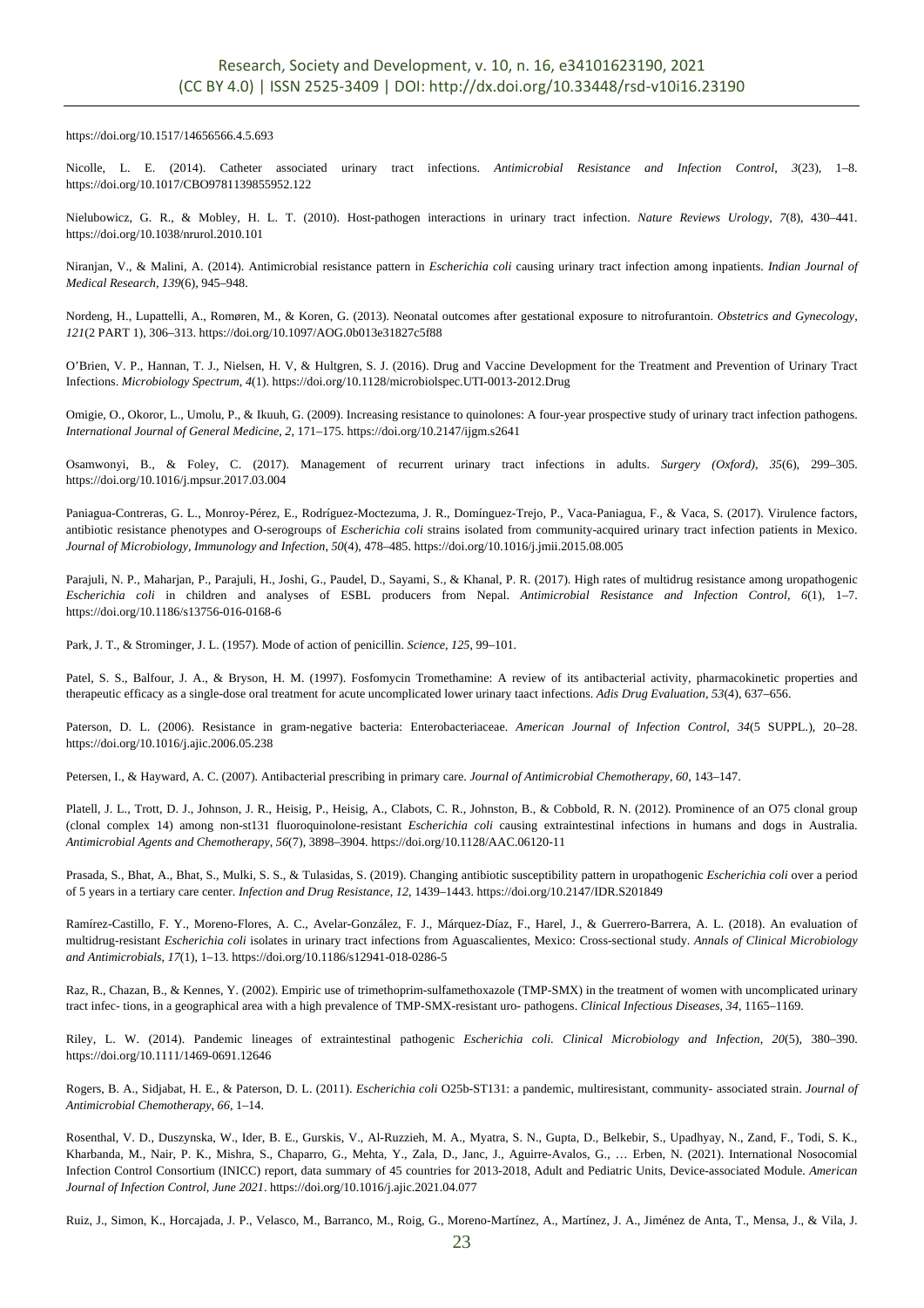https://doi.org/10.1517/14656566.4.5.693

Nicolle, L. E. (2014). Catheter associated urinary tract infections. *Antimicrobial Resistance and Infection Control*, *3*(23), 1–8. https://doi.org/10.1017/CBO9781139855952.122

Nielubowicz, G. R., & Mobley, H. L. T. (2010). Host-pathogen interactions in urinary tract infection. *Nature Reviews Urology*, *7*(8), 430–441. https://doi.org/10.1038/nrurol.2010.101

Niranjan, V., & Malini, A. (2014). Antimicrobial resistance pattern in *Escherichia coli* causing urinary tract infection among inpatients. *Indian Journal of Medical Research*, *139*(6), 945–948.

Nordeng, H., Lupattelli, A., Romøren, M., & Koren, G. (2013). Neonatal outcomes after gestational exposure to nitrofurantoin. *Obstetrics and Gynecology*, *121*(2 PART 1), 306–313. https://doi.org/10.1097/AOG.0b013e31827c5f88

O'Brien, V. P., Hannan, T. J., Nielsen, H. V, & Hultgren, S. J. (2016). Drug and Vaccine Development for the Treatment and Prevention of Urinary Tract Infections. *Microbiology Spectrum*, *4*(1). https://doi.org/10.1128/microbiolspec.UTI-0013-2012.Drug

Omigie, O., Okoror, L., Umolu, P., & Ikuuh, G. (2009). Increasing resistance to quinolones: A four-year prospective study of urinary tract infection pathogens. *International Journal of General Medicine*, *2*, 171–175. https://doi.org/10.2147/ijgm.s2641

Osamwonyi, B., & Foley, C. (2017). Management of recurrent urinary tract infections in adults. *Surgery (Oxford)*, *35*(6), 299–305. https://doi.org/10.1016/j.mpsur.2017.03.004

Paniagua-Contreras, G. L., Monroy-Pérez, E., Rodríguez-Moctezuma, J. R., Domínguez-Trejo, P., Vaca-Paniagua, F., & Vaca, S. (2017). Virulence factors, antibiotic resistance phenotypes and O-serogroups of *Escherichia coli* strains isolated from community-acquired urinary tract infection patients in Mexico. *Journal of Microbiology, Immunology and Infection*, *50*(4), 478–485. https://doi.org/10.1016/j.jmii.2015.08.005

Parajuli, N. P., Maharjan, P., Parajuli, H., Joshi, G., Paudel, D., Sayami, S., & Khanal, P. R. (2017). High rates of multidrug resistance among uropathogenic *Escherichia coli* in children and analyses of ESBL producers from Nepal. *Antimicrobial Resistance and Infection Control*, *6*(1), 1–7. https://doi.org/10.1186/s13756-016-0168-6

Park, J. T., & Strominger, J. L. (1957). Mode of action of penicillin. *Science*, *125*, 99–101.

Patel, S. S., Balfour, J. A., & Bryson, H. M. (1997). Fosfomycin Tromethamine: A review of its antibacterial activity, pharmacokinetic properties and therapeutic efficacy as a single-dose oral treatment for acute uncomplicated lower urinary taact infections. *Adis Drug Evaluation*, *53*(4), 637–656.

Paterson, D. L. (2006). Resistance in gram-negative bacteria: Enterobacteriaceae. *American Journal of Infection Control*, *34*(5 SUPPL.), 20–28. https://doi.org/10.1016/j.ajic.2006.05.238

Petersen, I., & Hayward, A. C. (2007). Antibacterial prescribing in primary care. *Journal of Antimicrobial Chemotherapy*, *60*, 143–147.

Platell, J. L., Trott, D. J., Johnson, J. R., Heisig, P., Heisig, A., Clabots, C. R., Johnston, B., & Cobbold, R. N. (2012). Prominence of an O75 clonal group (clonal complex 14) among non-st131 fluoroquinolone-resistant *Escherichia coli* causing extraintestinal infections in humans and dogs in Australia. *Antimicrobial Agents and Chemotherapy*, *56*(7), 3898–3904. https://doi.org/10.1128/AAC.06120-11

Prasada, S., Bhat, A., Bhat, S., Mulki, S. S., & Tulasidas, S. (2019). Changing antibiotic susceptibility pattern in uropathogenic *Escherichia coli* over a period of 5 years in a tertiary care center. *Infection and Drug Resistance*, *12*, 1439–1443. https://doi.org/10.2147/IDR.S201849

Ramírez-Castillo, F. Y., Moreno-Flores, A. C., Avelar-González, F. J., Márquez-Díaz, F., Harel, J., & Guerrero-Barrera, A. L. (2018). An evaluation of multidrug-resistant *Escherichia coli* isolates in urinary tract infections from Aguascalientes, Mexico: Cross-sectional study. *Annals of Clinical Microbiology and Antimicrobials*, *17*(1), 1–13. https://doi.org/10.1186/s12941-018-0286-5

Raz, R., Chazan, B., & Kennes, Y. (2002). Empiric use of trimethoprim-sulfamethoxazole (TMP-SMX) in the treatment of women with uncomplicated urinary tract infec- tions, in a geographical area with a high prevalence of TMP-SMX-resistant uro- pathogens. *Clinical Infectious Diseases*, *34*, 1165–1169.

Riley, L. W. (2014). Pandemic lineages of extraintestinal pathogenic *Escherichia coli*. *Clinical Microbiology and Infection*, *20*(5), 380–390. https://doi.org/10.1111/1469-0691.12646

Rogers, B. A., Sidjabat, H. E., & Paterson, D. L. (2011). *Escherichia coli* O25b-ST131: a pandemic, multiresistant, community- associated strain. *Journal of Antimicrobial Chemotherapy*, *66*, 1–14.

Rosenthal, V. D., Duszynska, W., Ider, B. E., Gurskis, V., Al-Ruzzieh, M. A., Myatra, S. N., Gupta, D., Belkebir, S., Upadhyay, N., Zand, F., Todi, S. K., Kharbanda, M., Nair, P. K., Mishra, S., Chaparro, G., Mehta, Y., Zala, D., Janc, J., Aguirre-Avalos, G., … Erben, N. (2021). International Nosocomial Infection Control Consortium (INICC) report, data summary of 45 countries for 2013-2018, Adult and Pediatric Units, Device-associated Module. *American Journal of Infection Control*, *June 2021*. https://doi.org/10.1016/j.ajic.2021.04.077

Ruiz, J., Simon, K., Horcajada, J. P., Velasco, M., Barranco, M., Roig, G., Moreno-Martínez, A., Martínez, J. A., Jiménez de Anta, T., Mensa, J., & Vila, J.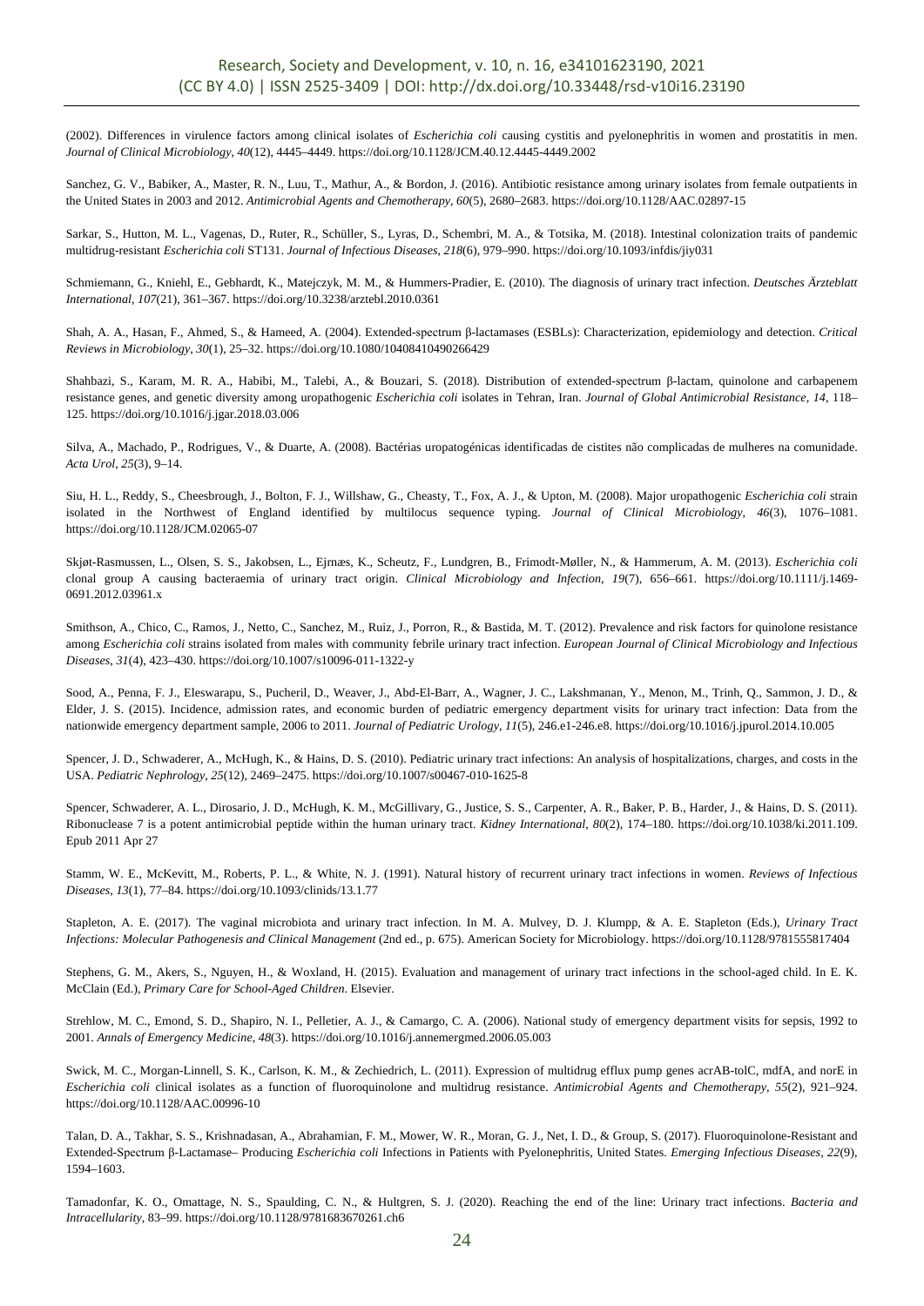(2002). Differences in virulence factors among clinical isolates of *Escherichia coli* causing cystitis and pyelonephritis in women and prostatitis in men. *Journal of Clinical Microbiology*, *40*(12), 4445–4449. https://doi.org/10.1128/JCM.40.12.4445-4449.2002

Sanchez, G. V., Babiker, A., Master, R. N., Luu, T., Mathur, A., & Bordon, J. (2016). Antibiotic resistance among urinary isolates from female outpatients in the United States in 2003 and 2012. *Antimicrobial Agents and Chemotherapy*, *60*(5), 2680–2683. https://doi.org/10.1128/AAC.02897-15

Sarkar, S., Hutton, M. L., Vagenas, D., Ruter, R., Schüller, S., Lyras, D., Schembri, M. A., & Totsika, M. (2018). Intestinal colonization traits of pandemic multidrug-resistant *Escherichia coli* ST131. *Journal of Infectious Diseases*, *218*(6), 979–990. https://doi.org/10.1093/infdis/jiy031

Schmiemann, G., Kniehl, E., Gebhardt, K., Matejczyk, M. M., & Hummers-Pradier, E. (2010). The diagnosis of urinary tract infection. *Deutsches Ärzteblatt International*, *107*(21), 361–367. https://doi.org/10.3238/arztebl.2010.0361

Shah, A. A., Hasan, F., Ahmed, S., & Hameed, A. (2004). Extended-spectrum β-lactamases (ESBLs): Characterization, epidemiology and detection. *Critical Reviews in Microbiology*, *30*(1), 25–32. https://doi.org/10.1080/10408410490266429

Shahbazi, S., Karam, M. R. A., Habibi, M., Talebi, A., & Bouzari, S. (2018). Distribution of extended-spectrum β-lactam, quinolone and carbapenem resistance genes, and genetic diversity among uropathogenic *Escherichia coli* isolates in Tehran, Iran. *Journal of Global Antimicrobial Resistance*, *14*, 118–125. https://doi.org/10.1016/j.jgar.2018.03.006

Silva, A., Machado, P., Rodrigues, V., & Duarte, A. (2008). Bactérias uropatogénicas identificadas de cistites não complicadas de mulheres na comunidade. *Acta Urol*, *25*(3), 9–14.

Siu, H. L., Reddy, S., Cheesbrough, J., Bolton, F. J., Willshaw, G., Cheasty, T., Fox, A. J., & Upton, M. (2008). Major uropathogenic *Escherichia coli* strain isolated in the Northwest of England identified by multilocus sequence typing. *Journal of Clinical Microbiology*, *46*(3), 1076–1081. https://doi.org/10.1128/JCM.02065-07

Skjøt-Rasmussen, L., Olsen, S. S., Jakobsen, L., Ejrnæs, K., Scheutz, F., Lundgren, B., Frimodt-Møller, N., & Hammerum, A. M. (2013). *Escherichia coli* clonal group A causing bacteraemia of urinary tract origin. *Clinical Microbiology and Infection*, *19*(7), 656–661. https://doi.org/10.1111/j.1469-0691.2012.03961.x

Smithson, A., Chico, C., Ramos, J., Netto, C., Sanchez, M., Ruiz, J., Porron, R., & Bastida, M. T. (2012). Prevalence and risk factors for quinolone resistance among *Escherichia coli* strains isolated from males with community febrile urinary tract infection. *European Journal of Clinical Microbiology and Infectious Diseases*, *31*(4), 423–430. https://doi.org/10.1007/s10096-011-1322-y

Sood, A., Penna, F. J., Eleswarapu, S., Pucheril, D., Weaver, J., Abd-El-Barr, A., Wagner, J. C., Lakshmanan, Y., Menon, M., Trinh, Q., Sammon, J. D., & Elder, J. S. (2015). Incidence, admission rates, and economic burden of pediatric emergency department visits for urinary tract infection: Data from the nationwide emergency department sample, 2006 to 2011. *Journal of Pediatric Urology*, *11*(5), 246.e1-246.e8. https://doi.org/10.1016/j.jpurol.2014.10.005

Spencer, J. D., Schwaderer, A., McHugh, K., & Hains, D. S. (2010). Pediatric urinary tract infections: An analysis of hospitalizations, charges, and costs in the USA. *Pediatric Nephrology*, *25*(12), 2469–2475. https://doi.org/10.1007/s00467-010-1625-8

Spencer, Schwaderer, A. L., Dirosario, J. D., McHugh, K. M., McGillivary, G., Justice, S. S., Carpenter, A. R., Baker, P. B., Harder, J., & Hains, D. S. (2011). Ribonuclease 7 is a potent antimicrobial peptide within the human urinary tract. *Kidney International*, *80*(2), 174–180. https://doi.org/10.1038/ki.2011.109. Epub 2011 Apr 27

Stamm, W. E., McKevitt, M., Roberts, P. L., & White, N. J. (1991). Natural history of recurrent urinary tract infections in women. *Reviews of Infectious Diseases*, *13*(1), 77–84. https://doi.org/10.1093/clinids/13.1.77

Stapleton, A. E. (2017). The vaginal microbiota and urinary tract infection. In M. A. Mulvey, D. J. Klumpp, & A. E. Stapleton (Eds.), *Urinary Tract Infections: Molecular Pathogenesis and Clinical Management* (2nd ed., p. 675). American Society for Microbiology. https://doi.org/10.1128/9781555817404

Stephens, G. M., Akers, S., Nguyen, H., & Woxland, H. (2015). Evaluation and management of urinary tract infections in the school-aged child. In E. K. McClain (Ed.), *Primary Care for School-Aged Children*. Elsevier.

Strehlow, M. C., Emond, S. D., Shapiro, N. I., Pelletier, A. J., & Camargo, C. A. (2006). National study of emergency department visits for sepsis, 1992 to 2001. *Annals of Emergency Medicine*, *48*(3). https://doi.org/10.1016/j.annemergmed.2006.05.003

Swick, M. C., Morgan-Linnell, S. K., Carlson, K. M., & Zechiedrich, L. (2011). Expression of multidrug efflux pump genes acrAB-tolC, mdfA, and norE in *Escherichia coli* clinical isolates as a function of fluoroquinolone and multidrug resistance. *Antimicrobial Agents and Chemotherapy*, *55*(2), 921–924. https://doi.org/10.1128/AAC.00996-10

Talan, D. A., Takhar, S. S., Krishnadasan, A., Abrahamian, F. M., Mower, W. R., Moran, G. J., Net, I. D., & Group, S. (2017). Fluoroquinolone-Resistant and Extended-Spectrum β-Lactamase– Producing *Escherichia coli* Infections in Patients with Pyelonephritis, United States. *Emerging Infectious Diseases*, *22*(9), 1594–1603.

Tamadonfar, K. O., Omattage, N. S., Spaulding, C. N., & Hultgren, S. J. (2020). Reaching the end of the line: Urinary tract infections. *Bacteria and Intracellularity*, 83–99. https://doi.org/10.1128/9781683670261.ch6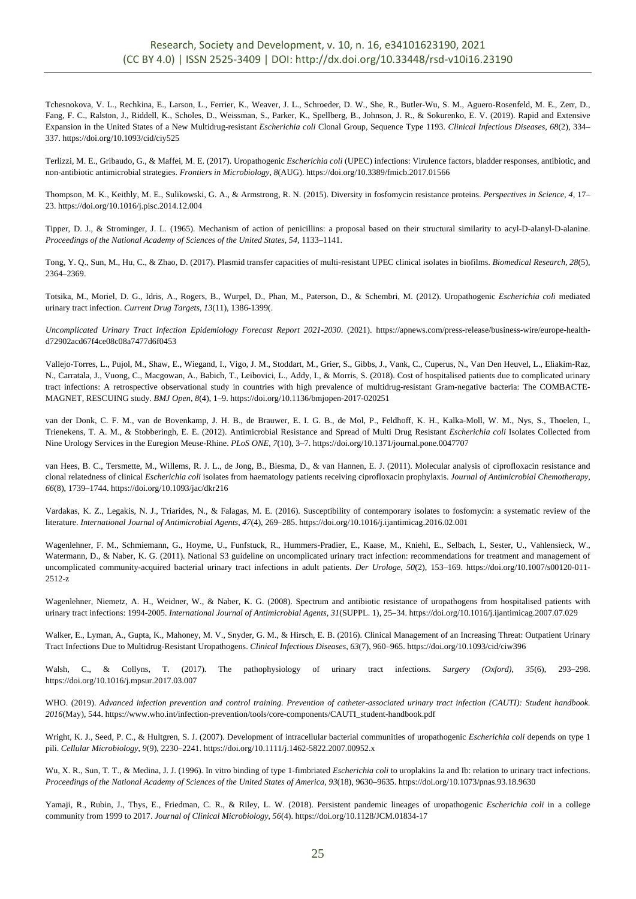Tchesnokova, V. L., Rechkina, E., Larson, L., Ferrier, K., Weaver, J. L., Schroeder, D. W., She, R., Butler-Wu, S. M., Aguero-Rosenfeld, M. E., Zerr, D., Fang, F. C., Ralston, J., Riddell, K., Scholes, D., Weissman, S., Parker, K., Spellberg, B., Johnson, J. R., & Sokurenko, E. V. (2019). Rapid and Extensive Expansion in the United States of a New Multidrug-resistant *Escherichia coli* Clonal Group, Sequence Type 1193. *Clinical Infectious Diseases*, *68*(2), 334–337. https://doi.org/10.1093/cid/ciy525

Terlizzi, M. E., Gribaudo, G., & Maffei, M. E. (2017). Uropathogenic *Escherichia coli* (UPEC) infections: Virulence factors, bladder responses, antibiotic, and non-antibiotic antimicrobial strategies. *Frontiers in Microbiology*, *8*(AUG). https://doi.org/10.3389/fmicb.2017.01566

Thompson, M. K., Keithly, M. E., Sulikowski, G. A., & Armstrong, R. N. (2015). Diversity in fosfomycin resistance proteins. *Perspectives in Science*, *4*, 17–23. https://doi.org/10.1016/j.pisc.2014.12.004

Tipper, D. J., & Strominger, J. L. (1965). Mechanism of action of penicillins: a proposal based on their structural similarity to acyl-D-alanyl-D-alanine. *Proceedings of the National Academy of Sciences of the United States*, *54*, 1133–1141.

Tong, Y. Q., Sun, M., Hu, C., & Zhao, D. (2017). Plasmid transfer capacities of multi-resistant UPEC clinical isolates in biofilms. *Biomedical Research*, *28*(5), 2364–2369.

Totsika, M., Moriel, D. G., Idris, A., Rogers, B., Wurpel, D., Phan, M., Paterson, D., & Schembri, M. (2012). Uropathogenic *Escherichia coli* mediated urinary tract infection. *Current Drug Targets*, *13*(11), 1386-1399(.

*Uncomplicated Urinary Tract Infection Epidemiology Forecast Report 2021-2030*. (2021). https://apnews.com/press-release/business-wire/europe-health-d72902acd67f4ce08c08a7477d6f0453

Vallejo-Torres, L., Pujol, M., Shaw, E., Wiegand, I., Vigo, J. M., Stoddart, M., Grier, S., Gibbs, J., Vank, C., Cuperus, N., Van Den Heuvel, L., Eliakim-Raz, N., Carratala, J., Vuong, C., Macgowan, A., Babich, T., Leibovici, L., Addy, I., & Morris, S. (2018). Cost of hospitalised patients due to complicated urinary tract infections: A retrospective observational study in countries with high prevalence of multidrug-resistant Gram-negative bacteria: The COMBACTE-MAGNET, RESCUING study. *BMJ Open*, *8*(4), 1–9. https://doi.org/10.1136/bmjopen-2017-020251

van der Donk, C. F. M., van de Bovenkamp, J. H. B., de Brauwer, E. I. G. B., de Mol, P., Feldhoff, K. H., Kalka-Moll, W. M., Nys, S., Thoelen, I., Trienekens, T. A. M., & Stobberingh, E. E. (2012). Antimicrobial Resistance and Spread of Multi Drug Resistant *Escherichia coli* Isolates Collected from Nine Urology Services in the Euregion Meuse-Rhine. *PLoS ONE*, *7*(10), 3–7. https://doi.org/10.1371/journal.pone.0047707

van Hees, B. C., Tersmette, M., Willems, R. J. L., de Jong, B., Biesma, D., & van Hannen, E. J. (2011). Molecular analysis of ciprofloxacin resistance and clonal relatedness of clinical *Escherichia coli* isolates from haematology patients receiving ciprofloxacin prophylaxis. *Journal of Antimicrobial Chemotherapy*, *66*(8), 1739–1744. https://doi.org/10.1093/jac/dkr216

Vardakas, K. Z., Legakis, N. J., Triarides, N., & Falagas, M. E. (2016). Susceptibility of contemporary isolates to fosfomycin: a systematic review of the literature. *International Journal of Antimicrobial Agents*, *47*(4), 269–285. https://doi.org/10.1016/j.ijantimicag.2016.02.001

Wagenlehner, F. M., Schmiemann, G., Hoyme, U., Funfstuck, R., Hummers-Pradier, E., Kaase, M., Kniehl, E., Selbach, I., Sester, U., Vahlensieck, W., Watermann, D., & Naber, K. G. (2011). National S3 guideline on uncomplicated urinary tract infection: recommendations for treatment and management of uncomplicated community-acquired bacterial urinary tract infections in adult patients. *Der Urologe*, *50*(2), 153–169. https://doi.org/10.1007/s00120-011-2512-z

Wagenlehner, Niemetz, A. H., Weidner, W., & Naber, K. G. (2008). Spectrum and antibiotic resistance of uropathogens from hospitalised patients with urinary tract infections: 1994-2005. *International Journal of Antimicrobial Agents*, *31*(SUPPL. 1), 25–34. https://doi.org/10.1016/j.ijantimicag.2007.07.029

Walker, E., Lyman, A., Gupta, K., Mahoney, M. V., Snyder, G. M., & Hirsch, E. B. (2016). Clinical Management of an Increasing Threat: Outpatient Urinary Tract Infections Due to Multidrug-Resistant Uropathogens. *Clinical Infectious Diseases*, *63*(7), 960–965. https://doi.org/10.1093/cid/ciw396

Walsh, C., & Collyns, T. (2017). The pathophysiology of urinary tract infections. *Surgery (Oxford)*, *35*(6), 293–298. https://doi.org/10.1016/j.mpsur.2017.03.007

WHO. (2019). *Advanced infection prevention and control training. Prevention of catheter-associated urinary tract infection (CAUTI): Student handbook*. *2016*(May), 544. https://www.who.int/infection-prevention/tools/core-components/CAUTI_student-handbook.pdf

Wright, K. J., Seed, P. C., & Hultgren, S. J. (2007). Development of intracellular bacterial communities of uropathogenic *Escherichia coli* depends on type 1 pili. *Cellular Microbiology*, *9*(9), 2230–2241. https://doi.org/10.1111/j.1462-5822.2007.00952.x

Wu, X. R., Sun, T. T., & Medina, J. J. (1996). In vitro binding of type 1-fimbriated *Escherichia coli* to uroplakins Ia and Ib: relation to urinary tract infections. *Proceedings of the National Academy of Sciences of the United States of America*, *93*(18), 9630–9635. https://doi.org/10.1073/pnas.93.18.9630

Yamaji, R., Rubin, J., Thys, E., Friedman, C. R., & Riley, L. W. (2018). Persistent pandemic lineages of uropathogenic *Escherichia coli* in a college community from 1999 to 2017. *Journal of Clinical Microbiology*, *56*(4). https://doi.org/10.1128/JCM.01834-17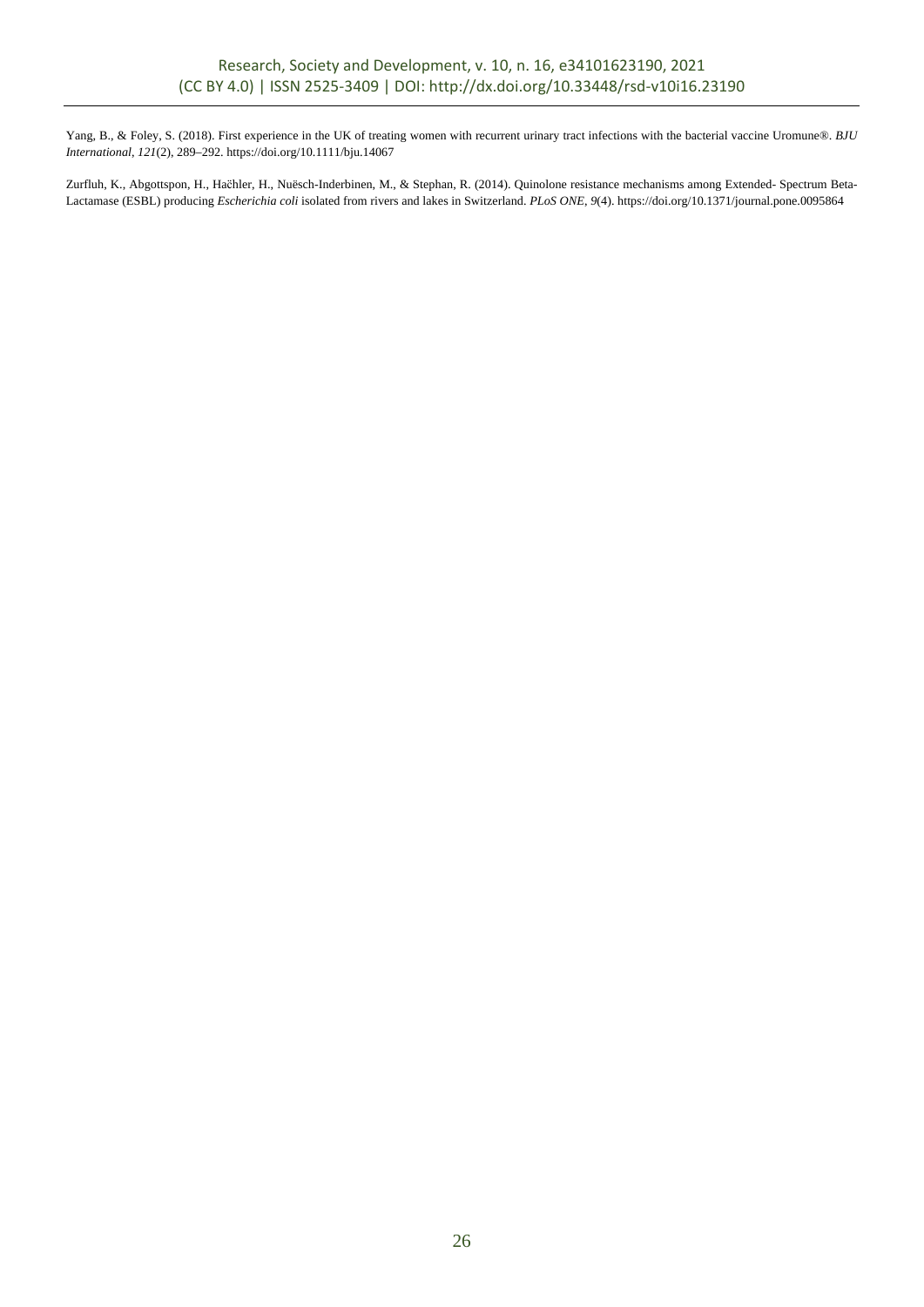Yang, B., & Foley, S. (2018). First experience in the UK of treating women with recurrent urinary tract infections with the bacterial vaccine Uromune®. *BJU International*, *121*(2), 289–292. https://doi.org/10.1111/bju.14067

Zurfluh, K., Abgottspon, H., Hačhler, H., Nuësch-Inderbinen, M., & Stephan, R. (2014). Quinolone resistance mechanisms among Extended- Spectrum Beta-Lactamase (ESBL) producing *Escherichia coli* isolated from rivers and lakes in Switzerland. *PLoS ONE*, *9*(4). https://doi.org/10.1371/journal.pone.0095864